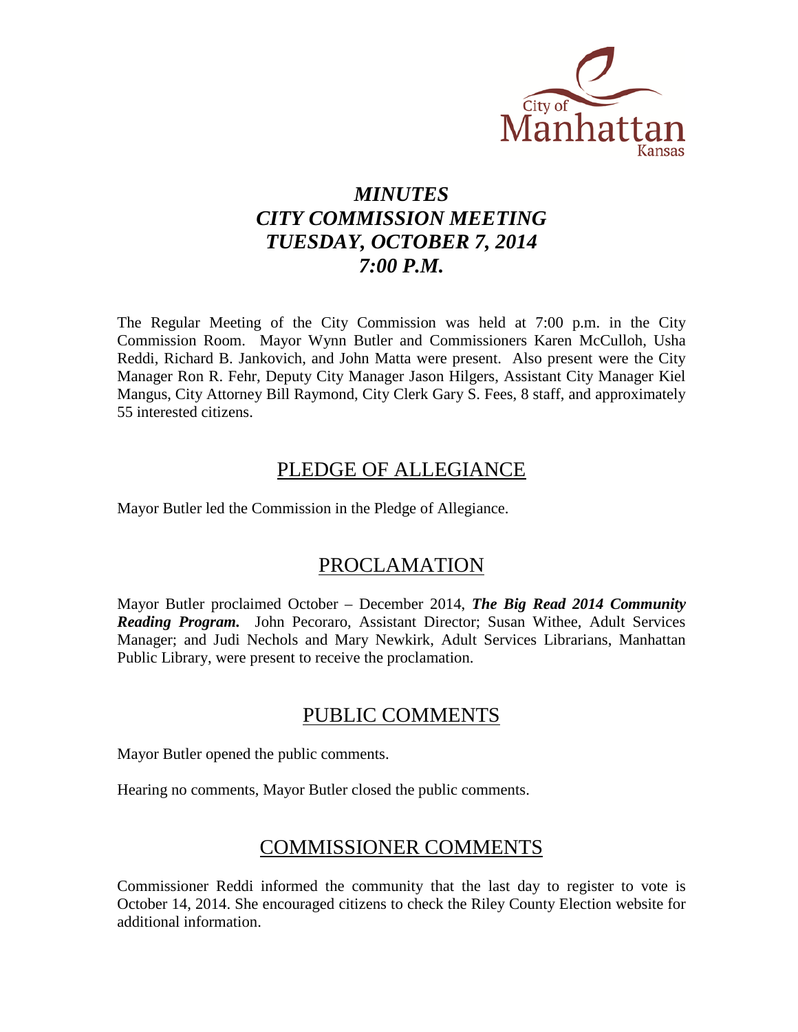City of Manhattan Kansas

# *MINUTES*
# *CITY COMMISSION MEETING*
# *TUESDAY, OCTOBER 7, 2014*
# *7:00 P.M.*

The Regular Meeting of the City Commission was held at 7:00 p.m. in the City Commission Room. Mayor Wynn Butler and Commissioners Karen McCulloh, Usha Reddi, Richard B. Jankovich, and John Matta were present. Also present were the City Manager Ron R. Fehr, Deputy City Manager Jason Hilgers, Assistant City Manager Kiel Mangus, City Attorney Bill Raymond, City Clerk Gary S. Fees, 8 staff, and approximately 55 interested citizens.

## PLEDGE OF ALLEGIANCE

Mayor Butler led the Commission in the Pledge of Allegiance.

## PROCLAMATION

Mayor Butler proclaimed October – December 2014, ***The Big Read 2014 Community Reading Program.*** John Pecoraro, Assistant Director; Susan Withee, Adult Services Manager; and Judi Nechols and Mary Newkirk, Adult Services Librarians, Manhattan Public Library, were present to receive the proclamation.

## PUBLIC COMMENTS

Mayor Butler opened the public comments.

Hearing no comments, Mayor Butler closed the public comments.

## COMMISSIONER COMMENTS

Commissioner Reddi informed the community that the last day to register to vote is October 14, 2014. She encouraged citizens to check the Riley County Election website for additional information.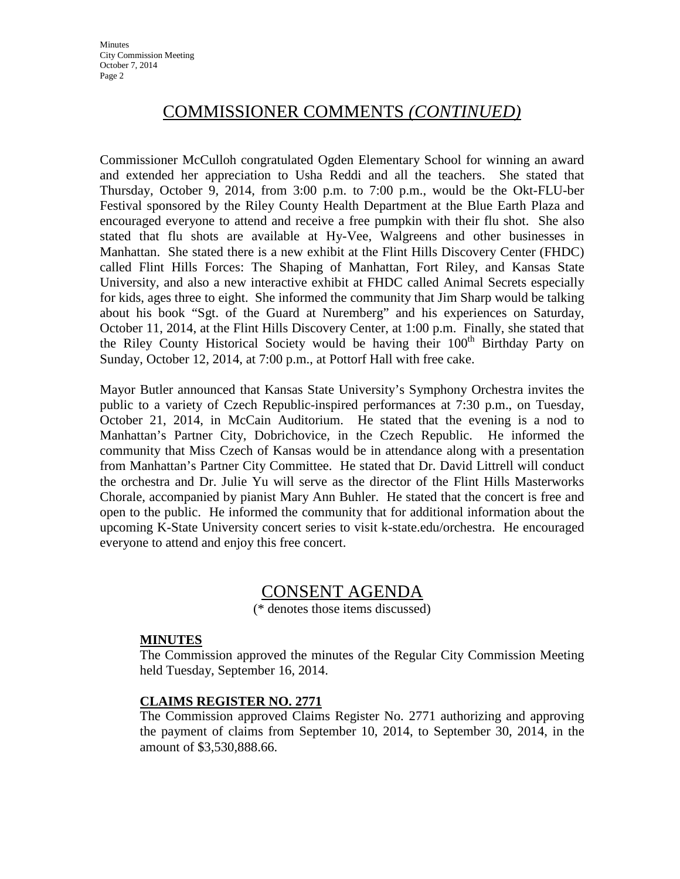## COMMISSIONER COMMENTS *(CONTINUED)*

Commissioner McCulloh congratulated Ogden Elementary School for winning an award and extended her appreciation to Usha Reddi and all the teachers. She stated that Thursday, October 9, 2014, from 3:00 p.m. to 7:00 p.m., would be the Okt-FLU-ber Festival sponsored by the Riley County Health Department at the Blue Earth Plaza and encouraged everyone to attend and receive a free pumpkin with their flu shot. She also stated that flu shots are available at Hy-Vee, Walgreens and other businesses in Manhattan. She stated there is a new exhibit at the Flint Hills Discovery Center (FHDC) called Flint Hills Forces: The Shaping of Manhattan, Fort Riley, and Kansas State University, and also a new interactive exhibit at FHDC called Animal Secrets especially for kids, ages three to eight. She informed the community that Jim Sharp would be talking about his book "Sgt. of the Guard at Nuremberg" and his experiences on Saturday, October 11, 2014, at the Flint Hills Discovery Center, at 1:00 p.m. Finally, she stated that the Riley County Historical Society would be having their 100th Birthday Party on Sunday, October 12, 2014, at 7:00 p.m., at Pottorf Hall with free cake.

Mayor Butler announced that Kansas State University's Symphony Orchestra invites the public to a variety of Czech Republic-inspired performances at 7:30 p.m., on Tuesday, October 21, 2014, in McCain Auditorium. He stated that the evening is a nod to Manhattan's Partner City, Dobrichovice, in the Czech Republic. He informed the community that Miss Czech of Kansas would be in attendance along with a presentation from Manhattan's Partner City Committee. He stated that Dr. David Littrell will conduct the orchestra and Dr. Julie Yu will serve as the director of the Flint Hills Masterworks Chorale, accompanied by pianist Mary Ann Buhler. He stated that the concert is free and open to the public. He informed the community that for additional information about the upcoming K-State University concert series to visit k-state.edu/orchestra. He encouraged everyone to attend and enjoy this free concert.

## CONSENT AGENDA

(* denotes those items discussed)

**MINUTES**

The Commission approved the minutes of the Regular City Commission Meeting held Tuesday, September 16, 2014.

**CLAIMS REGISTER NO. 2771**

The Commission approved Claims Register No. 2771 authorizing and approving the payment of claims from September 10, 2014, to September 30, 2014, in the amount of $3,530,888.66.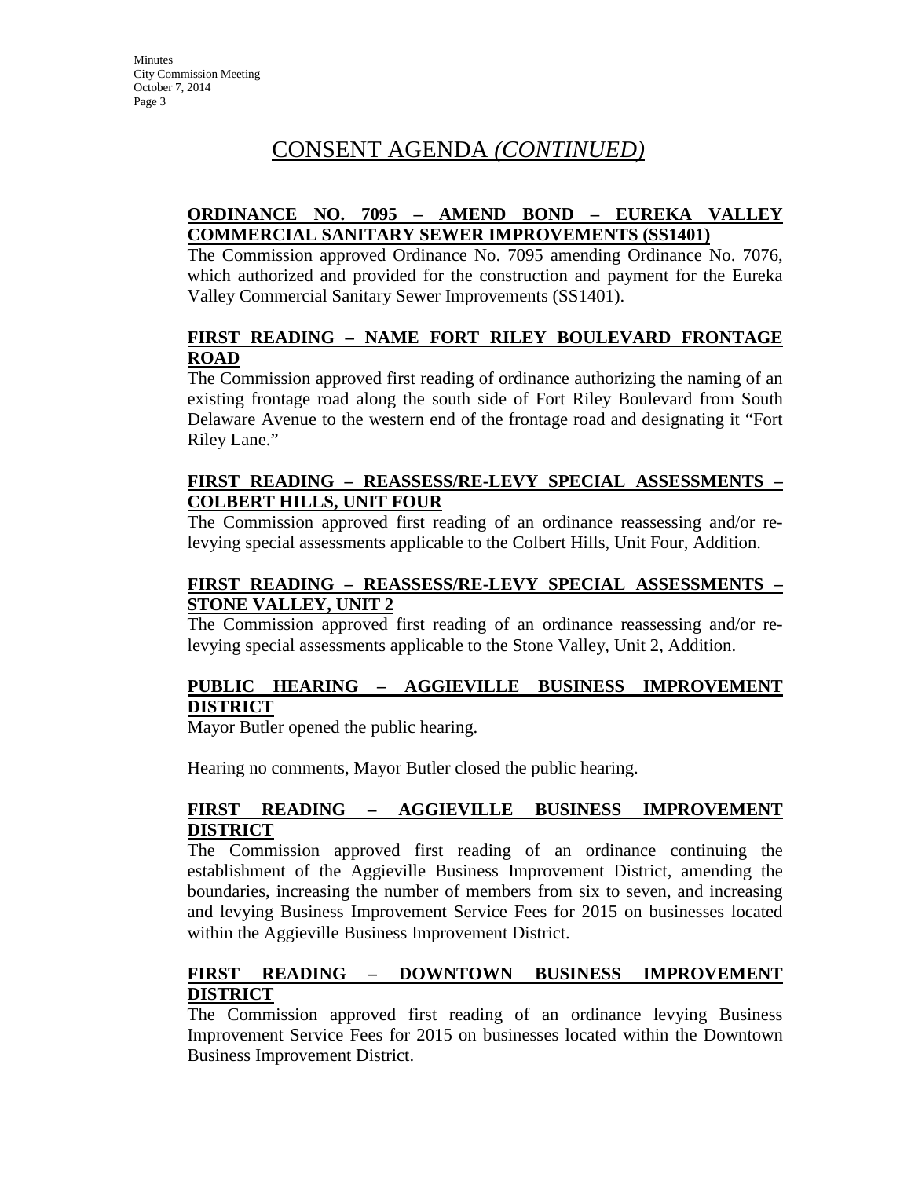# CONSENT AGENDA *(CONTINUED)*

**ORDINANCE NO. 7095 – AMEND BOND – EUREKA VALLEY COMMERCIAL SANITARY SEWER IMPROVEMENTS (SS1401)**

The Commission approved Ordinance No. 7095 amending Ordinance No. 7076, which authorized and provided for the construction and payment for the Eureka Valley Commercial Sanitary Sewer Improvements (SS1401).

**FIRST READING – NAME FORT RILEY BOULEVARD FRONTAGE ROAD**

The Commission approved first reading of ordinance authorizing the naming of an existing frontage road along the south side of Fort Riley Boulevard from South Delaware Avenue to the western end of the frontage road and designating it "Fort Riley Lane."

**FIRST READING – REASSESS/RE-LEVY SPECIAL ASSESSMENTS – COLBERT HILLS, UNIT FOUR**

The Commission approved first reading of an ordinance reassessing and/or re-levying special assessments applicable to the Colbert Hills, Unit Four, Addition.

**FIRST READING – REASSESS/RE-LEVY SPECIAL ASSESSMENTS – STONE VALLEY, UNIT 2**

The Commission approved first reading of an ordinance reassessing and/or re-levying special assessments applicable to the Stone Valley, Unit 2, Addition.

**PUBLIC HEARING – AGGIEVILLE BUSINESS IMPROVEMENT DISTRICT**

Mayor Butler opened the public hearing.

Hearing no comments, Mayor Butler closed the public hearing.

**FIRST READING – AGGIEVILLE BUSINESS IMPROVEMENT DISTRICT**

The Commission approved first reading of an ordinance continuing the establishment of the Aggieville Business Improvement District, amending the boundaries, increasing the number of members from six to seven, and increasing and levying Business Improvement Service Fees for 2015 on businesses located within the Aggieville Business Improvement District.

**FIRST READING – DOWNTOWN BUSINESS IMPROVEMENT DISTRICT**

The Commission approved first reading of an ordinance levying Business Improvement Service Fees for 2015 on businesses located within the Downtown Business Improvement District.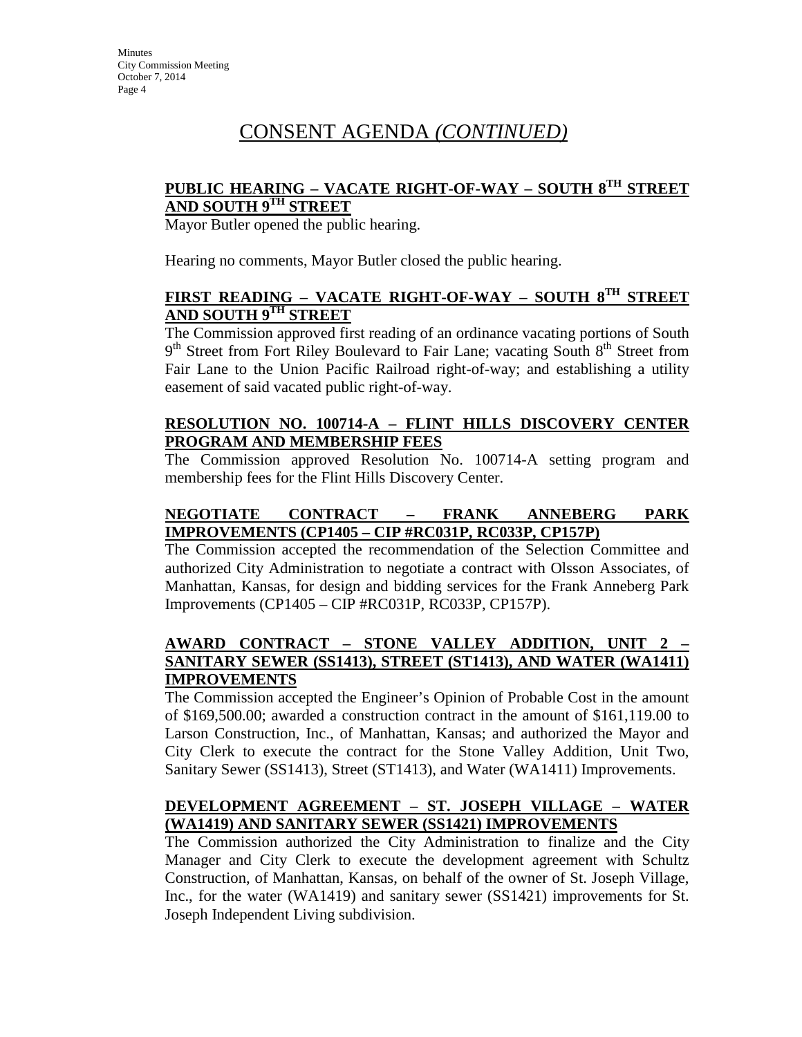# CONSENT AGENDA *(CONTINUED)*

**PUBLIC HEARING – VACATE RIGHT-OF-WAY – SOUTH 8TH STREET AND SOUTH 9TH STREET**

Mayor Butler opened the public hearing.

Hearing no comments, Mayor Butler closed the public hearing.

**FIRST READING – VACATE RIGHT-OF-WAY – SOUTH 8TH STREET AND SOUTH 9TH STREET**

The Commission approved first reading of an ordinance vacating portions of South 9th Street from Fort Riley Boulevard to Fair Lane; vacating South 8th Street from Fair Lane to the Union Pacific Railroad right-of-way; and establishing a utility easement of said vacated public right-of-way.

**RESOLUTION NO. 100714-A – FLINT HILLS DISCOVERY CENTER PROGRAM AND MEMBERSHIP FEES**

The Commission approved Resolution No. 100714-A setting program and membership fees for the Flint Hills Discovery Center.

**NEGOTIATE CONTRACT – FRANK ANNEBERG PARK IMPROVEMENTS (CP1405 – CIP #RC031P, RC033P, CP157P)**

The Commission accepted the recommendation of the Selection Committee and authorized City Administration to negotiate a contract with Olsson Associates, of Manhattan, Kansas, for design and bidding services for the Frank Anneberg Park Improvements (CP1405 – CIP #RC031P, RC033P, CP157P).

**AWARD CONTRACT – STONE VALLEY ADDITION, UNIT 2 – SANITARY SEWER (SS1413), STREET (ST1413), AND WATER (WA1411) IMPROVEMENTS**

The Commission accepted the Engineer's Opinion of Probable Cost in the amount of $169,500.00; awarded a construction contract in the amount of $161,119.00 to Larson Construction, Inc., of Manhattan, Kansas; and authorized the Mayor and City Clerk to execute the contract for the Stone Valley Addition, Unit Two, Sanitary Sewer (SS1413), Street (ST1413), and Water (WA1411) Improvements.

**DEVELOPMENT AGREEMENT – ST. JOSEPH VILLAGE – WATER (WA1419) AND SANITARY SEWER (SS1421) IMPROVEMENTS**

The Commission authorized the City Administration to finalize and the City Manager and City Clerk to execute the development agreement with Schultz Construction, of Manhattan, Kansas, on behalf of the owner of St. Joseph Village, Inc., for the water (WA1419) and sanitary sewer (SS1421) improvements for St. Joseph Independent Living subdivision.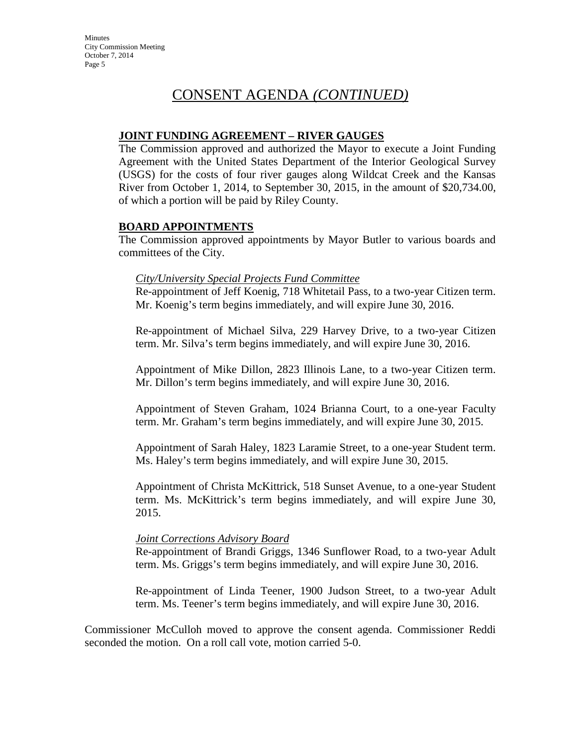# CONSENT AGENDA *(CONTINUED)*

**JOINT FUNDING AGREEMENT – RIVER GAUGES**

The Commission approved and authorized the Mayor to execute a Joint Funding Agreement with the United States Department of the Interior Geological Survey (USGS) for the costs of four river gauges along Wildcat Creek and the Kansas River from October 1, 2014, to September 30, 2015, in the amount of $20,734.00, of which a portion will be paid by Riley County.

**BOARD APPOINTMENTS**

The Commission approved appointments by Mayor Butler to various boards and committees of the City.

*City/University Special Projects Fund Committee*

Re-appointment of Jeff Koenig, 718 Whitetail Pass, to a two-year Citizen term. Mr. Koenig's term begins immediately, and will expire June 30, 2016.

Re-appointment of Michael Silva, 229 Harvey Drive, to a two-year Citizen term. Mr. Silva's term begins immediately, and will expire June 30, 2016.

Appointment of Mike Dillon, 2823 Illinois Lane, to a two-year Citizen term. Mr. Dillon's term begins immediately, and will expire June 30, 2016.

Appointment of Steven Graham, 1024 Brianna Court, to a one-year Faculty term. Mr. Graham's term begins immediately, and will expire June 30, 2015.

Appointment of Sarah Haley, 1823 Laramie Street, to a one-year Student term. Ms. Haley's term begins immediately, and will expire June 30, 2015.

Appointment of Christa McKittrick, 518 Sunset Avenue, to a one-year Student term. Ms. McKittrick's term begins immediately, and will expire June 30, 2015.

*Joint Corrections Advisory Board*

Re-appointment of Brandi Griggs, 1346 Sunflower Road, to a two-year Adult term. Ms. Griggs's term begins immediately, and will expire June 30, 2016.

Re-appointment of Linda Teener, 1900 Judson Street, to a two-year Adult term. Ms. Teener's term begins immediately, and will expire June 30, 2016.

Commissioner McCulloh moved to approve the consent agenda. Commissioner Reddi seconded the motion. On a roll call vote, motion carried 5-0.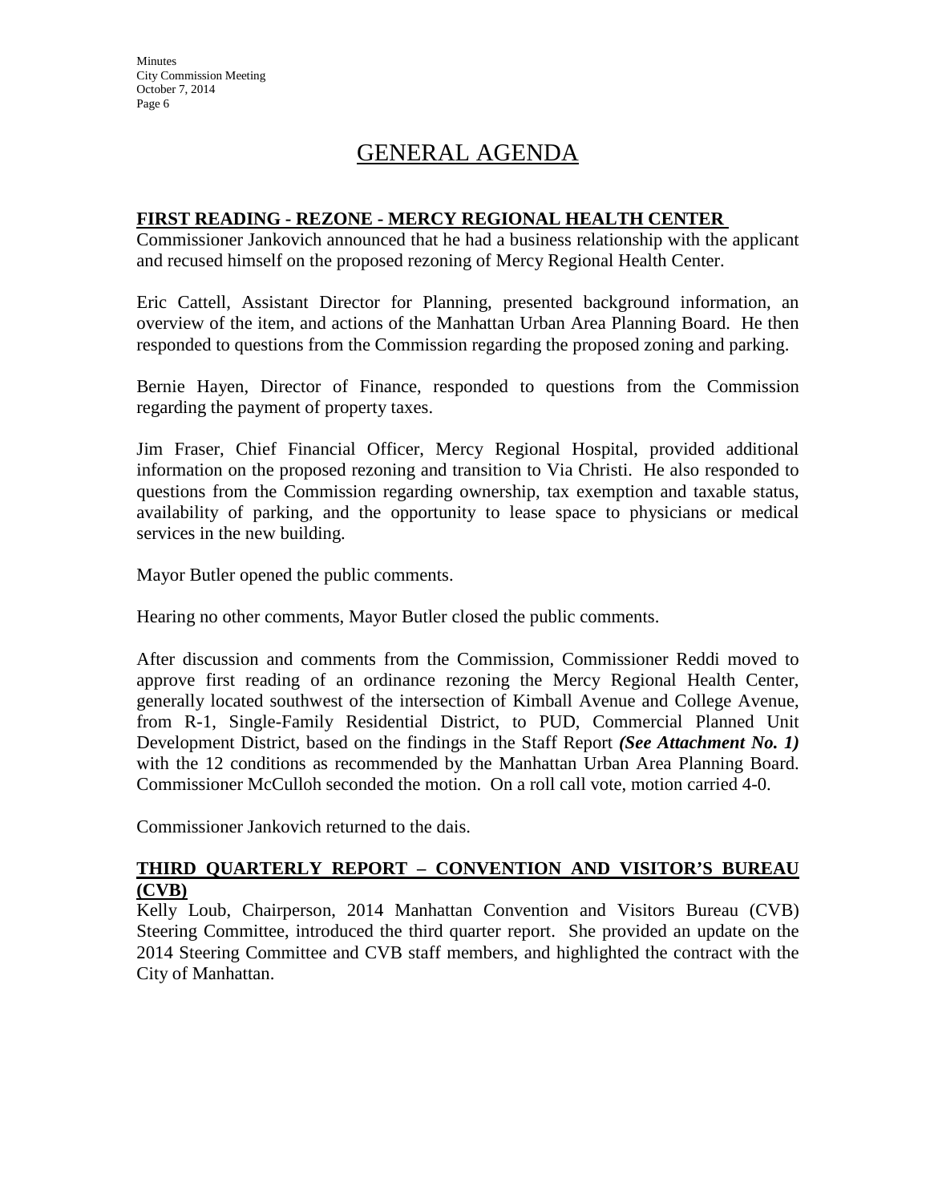# GENERAL AGENDA

**FIRST READING - REZONE - MERCY REGIONAL HEALTH CENTER**

Commissioner Jankovich announced that he had a business relationship with the applicant and recused himself on the proposed rezoning of Mercy Regional Health Center.

Eric Cattell, Assistant Director for Planning, presented background information, an overview of the item, and actions of the Manhattan Urban Area Planning Board. He then responded to questions from the Commission regarding the proposed zoning and parking.

Bernie Hayen, Director of Finance, responded to questions from the Commission regarding the payment of property taxes.

Jim Fraser, Chief Financial Officer, Mercy Regional Hospital, provided additional information on the proposed rezoning and transition to Via Christi. He also responded to questions from the Commission regarding ownership, tax exemption and taxable status, availability of parking, and the opportunity to lease space to physicians or medical services in the new building.

Mayor Butler opened the public comments.

Hearing no other comments, Mayor Butler closed the public comments.

After discussion and comments from the Commission, Commissioner Reddi moved to approve first reading of an ordinance rezoning the Mercy Regional Health Center, generally located southwest of the intersection of Kimball Avenue and College Avenue, from R-1, Single-Family Residential District, to PUD, Commercial Planned Unit Development District, based on the findings in the Staff Report ***(See Attachment No. 1)*** with the 12 conditions as recommended by the Manhattan Urban Area Planning Board. Commissioner McCulloh seconded the motion. On a roll call vote, motion carried 4-0.

Commissioner Jankovich returned to the dais.

**THIRD QUARTERLY REPORT – CONVENTION AND VISITOR'S BUREAU (CVB)**

Kelly Loub, Chairperson, 2014 Manhattan Convention and Visitors Bureau (CVB) Steering Committee, introduced the third quarter report. She provided an update on the 2014 Steering Committee and CVB staff members, and highlighted the contract with the City of Manhattan.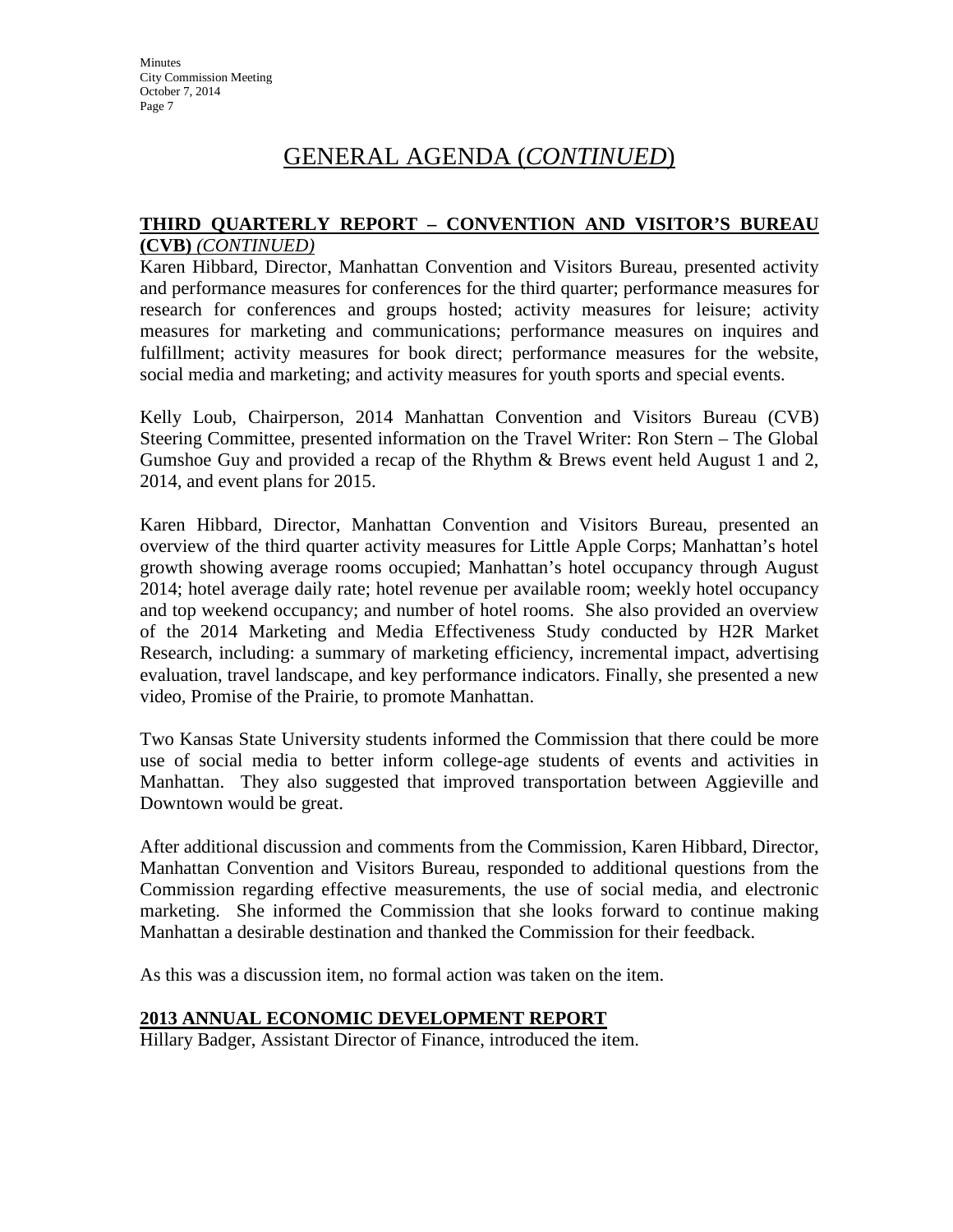# GENERAL AGENDA (*CONTINUED*)

**THIRD QUARTERLY REPORT – CONVENTION AND VISITOR'S BUREAU (CVB)** *(CONTINUED)*

Karen Hibbard, Director, Manhattan Convention and Visitors Bureau, presented activity and performance measures for conferences for the third quarter; performance measures for research for conferences and groups hosted; activity measures for leisure; activity measures for marketing and communications; performance measures on inquires and fulfillment; activity measures for book direct; performance measures for the website, social media and marketing; and activity measures for youth sports and special events.

Kelly Loub, Chairperson, 2014 Manhattan Convention and Visitors Bureau (CVB) Steering Committee, presented information on the Travel Writer: Ron Stern – The Global Gumshoe Guy and provided a recap of the Rhythm & Brews event held August 1 and 2, 2014, and event plans for 2015.

Karen Hibbard, Director, Manhattan Convention and Visitors Bureau, presented an overview of the third quarter activity measures for Little Apple Corps; Manhattan's hotel growth showing average rooms occupied; Manhattan's hotel occupancy through August 2014; hotel average daily rate; hotel revenue per available room; weekly hotel occupancy and top weekend occupancy; and number of hotel rooms. She also provided an overview of the 2014 Marketing and Media Effectiveness Study conducted by H2R Market Research, including: a summary of marketing efficiency, incremental impact, advertising evaluation, travel landscape, and key performance indicators. Finally, she presented a new video, Promise of the Prairie, to promote Manhattan.

Two Kansas State University students informed the Commission that there could be more use of social media to better inform college-age students of events and activities in Manhattan. They also suggested that improved transportation between Aggieville and Downtown would be great.

After additional discussion and comments from the Commission, Karen Hibbard, Director, Manhattan Convention and Visitors Bureau, responded to additional questions from the Commission regarding effective measurements, the use of social media, and electronic marketing. She informed the Commission that she looks forward to continue making Manhattan a desirable destination and thanked the Commission for their feedback.

As this was a discussion item, no formal action was taken on the item.

**2013 ANNUAL ECONOMIC DEVELOPMENT REPORT**

Hillary Badger, Assistant Director of Finance, introduced the item.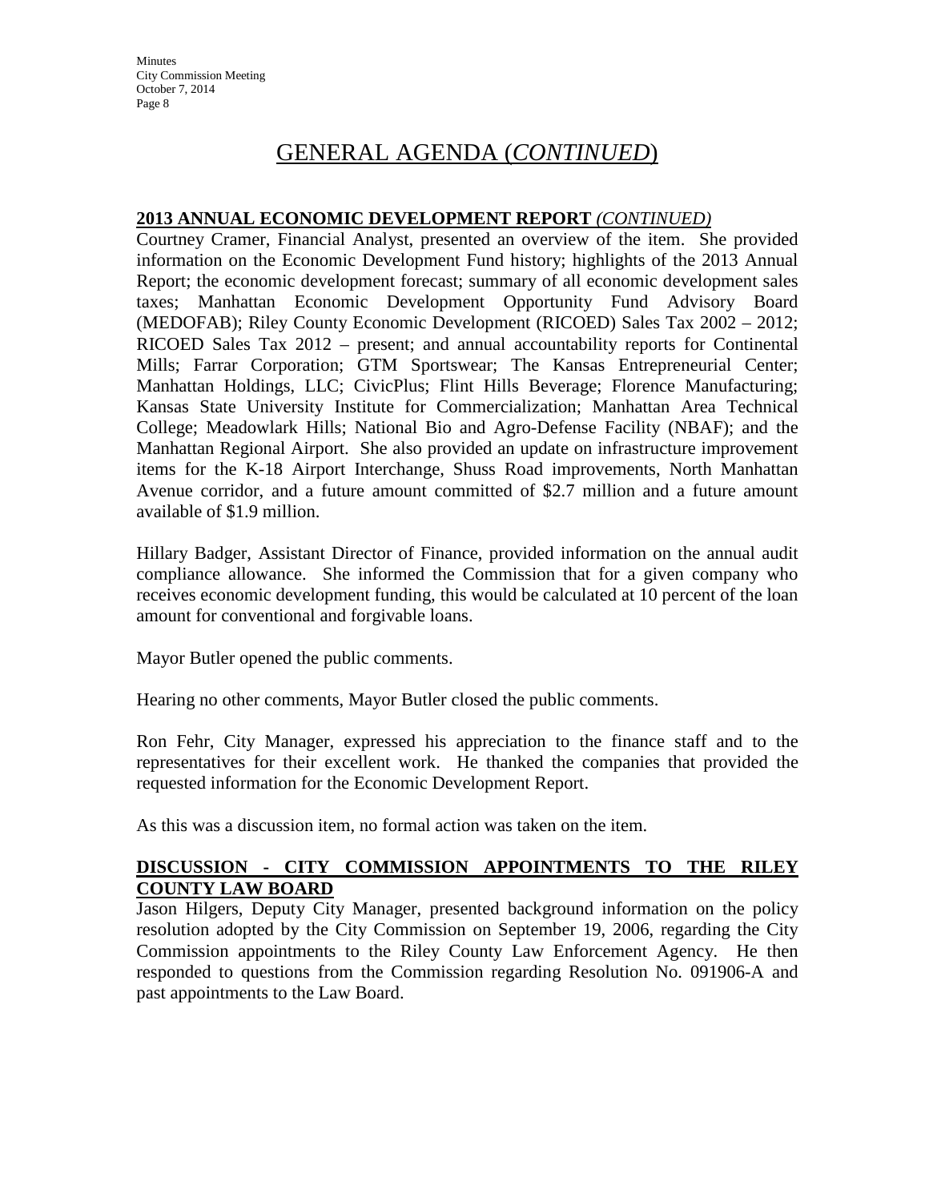# GENERAL AGENDA (*CONTINUED*)

**2013 ANNUAL ECONOMIC DEVELOPMENT REPORT** ***(CONTINUED)***

Courtney Cramer, Financial Analyst, presented an overview of the item. She provided information on the Economic Development Fund history; highlights of the 2013 Annual Report; the economic development forecast; summary of all economic development sales taxes; Manhattan Economic Development Opportunity Fund Advisory Board (MEDOFAB); Riley County Economic Development (RICOED) Sales Tax 2002 – 2012; RICOED Sales Tax 2012 – present; and annual accountability reports for Continental Mills; Farrar Corporation; GTM Sportswear; The Kansas Entrepreneurial Center; Manhattan Holdings, LLC; CivicPlus; Flint Hills Beverage; Florence Manufacturing; Kansas State University Institute for Commercialization; Manhattan Area Technical College; Meadowlark Hills; National Bio and Agro-Defense Facility (NBAF); and the Manhattan Regional Airport. She also provided an update on infrastructure improvement items for the K-18 Airport Interchange, Shuss Road improvements, North Manhattan Avenue corridor, and a future amount committed of $2.7 million and a future amount available of $1.9 million.

Hillary Badger, Assistant Director of Finance, provided information on the annual audit compliance allowance. She informed the Commission that for a given company who receives economic development funding, this would be calculated at 10 percent of the loan amount for conventional and forgivable loans.

Mayor Butler opened the public comments.

Hearing no other comments, Mayor Butler closed the public comments.

Ron Fehr, City Manager, expressed his appreciation to the finance staff and to the representatives for their excellent work. He thanked the companies that provided the requested information for the Economic Development Report.

As this was a discussion item, no formal action was taken on the item.

**DISCUSSION - CITY COMMISSION APPOINTMENTS TO THE RILEY COUNTY LAW BOARD**

Jason Hilgers, Deputy City Manager, presented background information on the policy resolution adopted by the City Commission on September 19, 2006, regarding the City Commission appointments to the Riley County Law Enforcement Agency. He then responded to questions from the Commission regarding Resolution No. 091906-A and past appointments to the Law Board.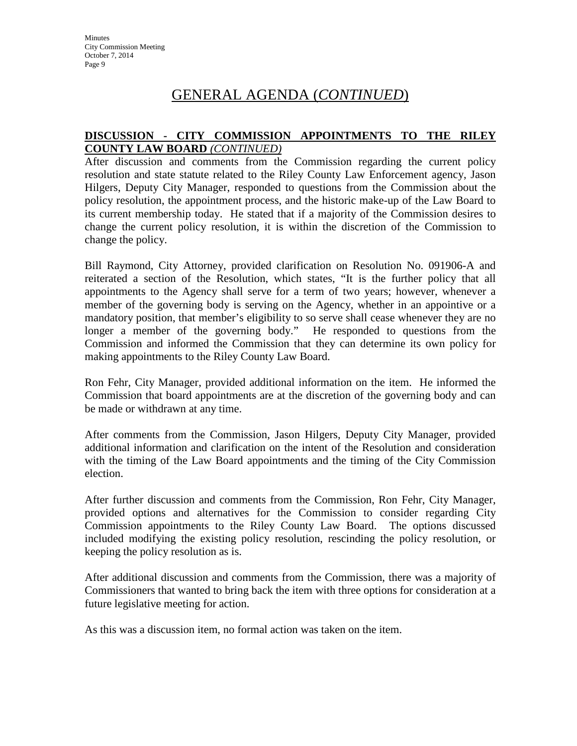## GENERAL AGENDA (*CONTINUED*)

**DISCUSSION - CITY COMMISSION APPOINTMENTS TO THE RILEY COUNTY LAW BOARD** ***(CONTINUED)***

After discussion and comments from the Commission regarding the current policy resolution and state statute related to the Riley County Law Enforcement agency, Jason Hilgers, Deputy City Manager, responded to questions from the Commission about the policy resolution, the appointment process, and the historic make-up of the Law Board to its current membership today. He stated that if a majority of the Commission desires to change the current policy resolution, it is within the discretion of the Commission to change the policy.

Bill Raymond, City Attorney, provided clarification on Resolution No. 091906-A and reiterated a section of the Resolution, which states, "It is the further policy that all appointments to the Agency shall serve for a term of two years; however, whenever a member of the governing body is serving on the Agency, whether in an appointive or a mandatory position, that member's eligibility to so serve shall cease whenever they are no longer a member of the governing body." He responded to questions from the Commission and informed the Commission that they can determine its own policy for making appointments to the Riley County Law Board.

Ron Fehr, City Manager, provided additional information on the item. He informed the Commission that board appointments are at the discretion of the governing body and can be made or withdrawn at any time.

After comments from the Commission, Jason Hilgers, Deputy City Manager, provided additional information and clarification on the intent of the Resolution and consideration with the timing of the Law Board appointments and the timing of the City Commission election.

After further discussion and comments from the Commission, Ron Fehr, City Manager, provided options and alternatives for the Commission to consider regarding City Commission appointments to the Riley County Law Board. The options discussed included modifying the existing policy resolution, rescinding the policy resolution, or keeping the policy resolution as is.

After additional discussion and comments from the Commission, there was a majority of Commissioners that wanted to bring back the item with three options for consideration at a future legislative meeting for action.

As this was a discussion item, no formal action was taken on the item.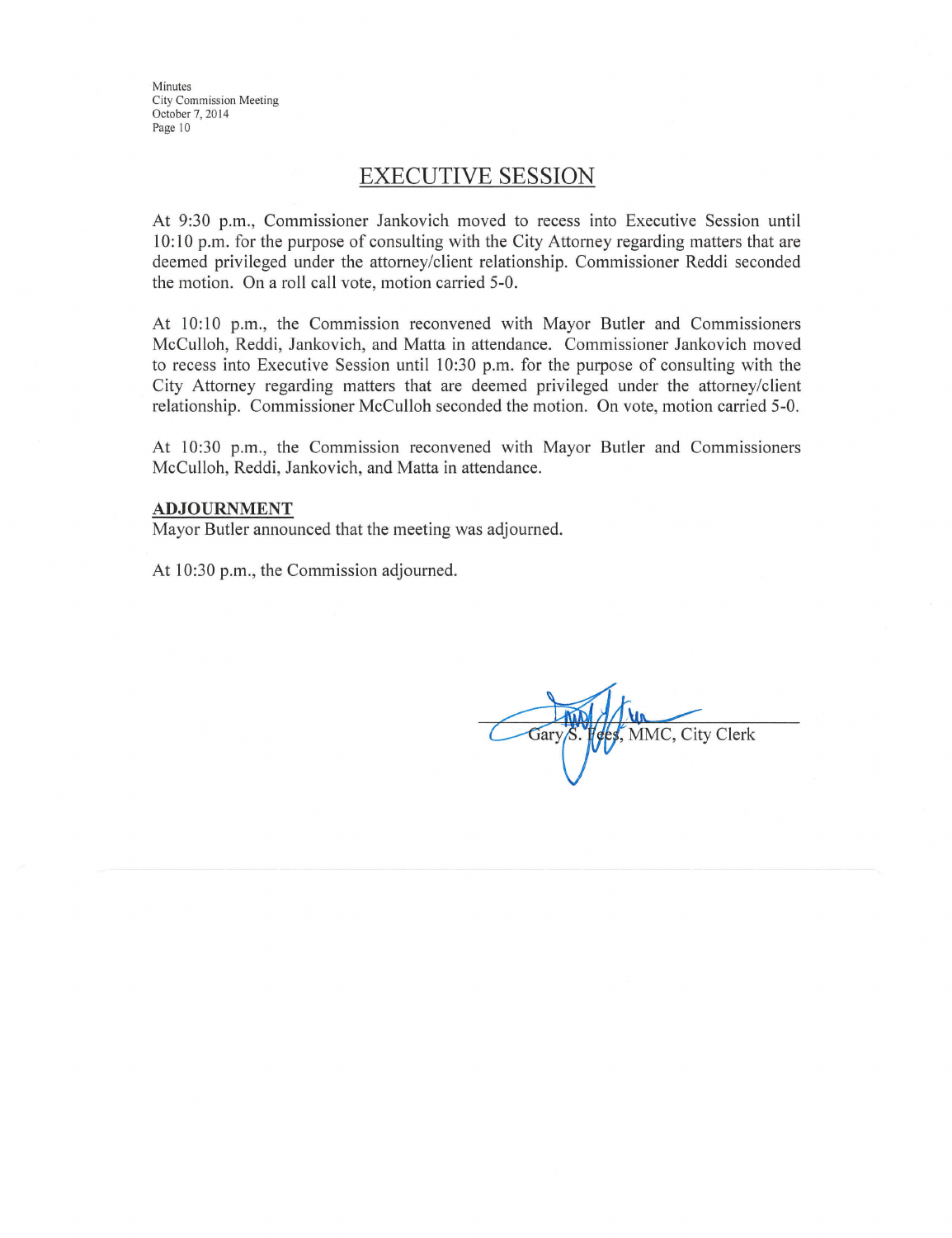## EXECUTIVE SESSION

At 9:30 p.m., Commissioner Jankovich moved to recess into Executive Session until 10:10 p.m. for the purpose of consulting with the City Attorney regarding matters that are deemed privileged under the attorney/client relationship. Commissioner Reddi seconded the motion. On a roll call vote, motion carried 5-0.

At 10:10 p.m., the Commission reconvened with Mayor Butler and Commissioners McCulloh, Reddi, Jankovich, and Matta in attendance. Commissioner Jankovich moved to recess into Executive Session until 10:30 p.m. for the purpose of consulting with the City Attorney regarding matters that are deemed privileged under the attorney/client relationship. Commissioner McCulloh seconded the motion. On vote, motion carried 5-0.

At 10:30 p.m., the Commission reconvened with Mayor Butler and Commissioners McCulloh, Reddi, Jankovich, and Matta in attendance.

**ADJOURNMENT**

Mayor Butler announced that the meeting was adjourned.

At 10:30 p.m., the Commission adjourned.

Gary S. Fees, MMC, City Clerk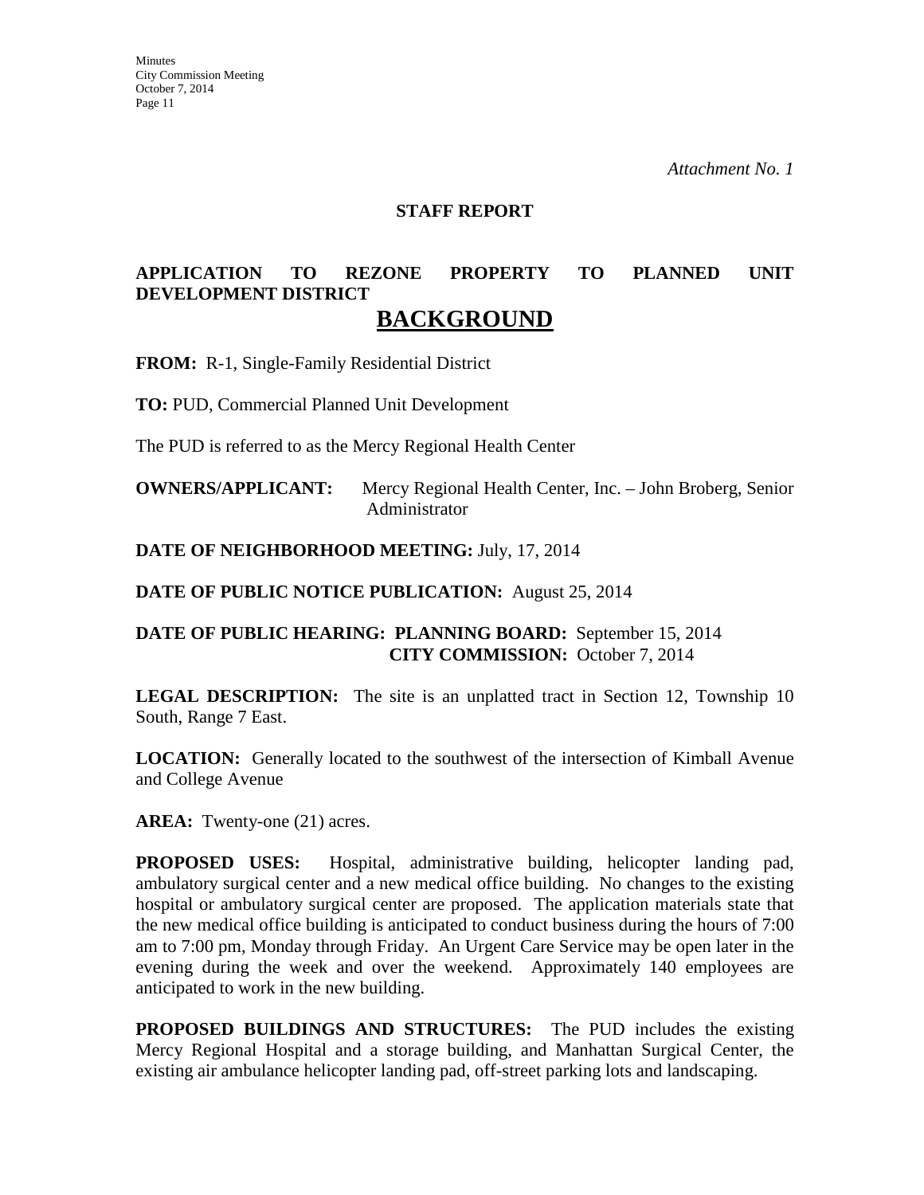*Attachment No. 1*

**STAFF REPORT**

**APPLICATION TO REZONE PROPERTY TO PLANNED UNIT DEVELOPMENT DISTRICT**

## BACKGROUND

**FROM:** R-1, Single-Family Residential District

**TO:** PUD, Commercial Planned Unit Development

The PUD is referred to as the Mercy Regional Health Center

**OWNERS/APPLICANT:** Mercy Regional Health Center, Inc. – John Broberg, Senior Administrator

**DATE OF NEIGHBORHOOD MEETING:** July, 17, 2014

**DATE OF PUBLIC NOTICE PUBLICATION:** August 25, 2014

**DATE OF PUBLIC HEARING: PLANNING BOARD:** September 15, 2014
**CITY COMMISSION:** October 7, 2014

**LEGAL DESCRIPTION:** The site is an unplatted tract in Section 12, Township 10 South, Range 7 East.

**LOCATION:** Generally located to the southwest of the intersection of Kimball Avenue and College Avenue

**AREA:** Twenty-one (21) acres.

**PROPOSED USES:** Hospital, administrative building, helicopter landing pad, ambulatory surgical center and a new medical office building. No changes to the existing hospital or ambulatory surgical center are proposed. The application materials state that the new medical office building is anticipated to conduct business during the hours of 7:00 am to 7:00 pm, Monday through Friday. An Urgent Care Service may be open later in the evening during the week and over the weekend. Approximately 140 employees are anticipated to work in the new building.

**PROPOSED BUILDINGS AND STRUCTURES:** The PUD includes the existing Mercy Regional Hospital and a storage building, and Manhattan Surgical Center, the existing air ambulance helicopter landing pad, off-street parking lots and landscaping.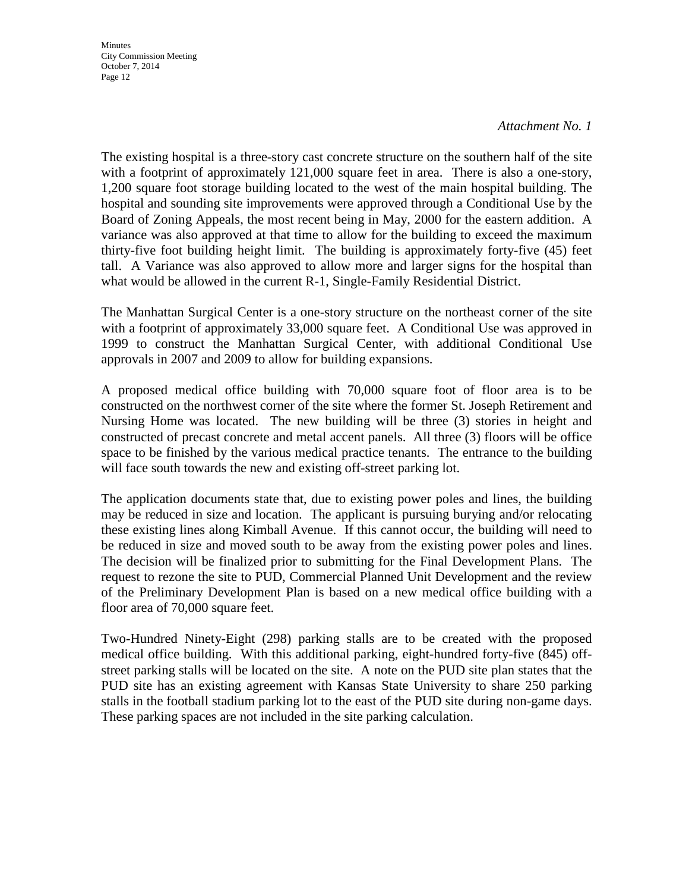*Attachment No. 1*

The existing hospital is a three-story cast concrete structure on the southern half of the site with a footprint of approximately 121,000 square feet in area. There is also a one-story, 1,200 square foot storage building located to the west of the main hospital building. The hospital and sounding site improvements were approved through a Conditional Use by the Board of Zoning Appeals, the most recent being in May, 2000 for the eastern addition. A variance was also approved at that time to allow for the building to exceed the maximum thirty-five foot building height limit. The building is approximately forty-five (45) feet tall. A Variance was also approved to allow more and larger signs for the hospital than what would be allowed in the current R-1, Single-Family Residential District.

The Manhattan Surgical Center is a one-story structure on the northeast corner of the site with a footprint of approximately 33,000 square feet. A Conditional Use was approved in 1999 to construct the Manhattan Surgical Center, with additional Conditional Use approvals in 2007 and 2009 to allow for building expansions.

A proposed medical office building with 70,000 square foot of floor area is to be constructed on the northwest corner of the site where the former St. Joseph Retirement and Nursing Home was located. The new building will be three (3) stories in height and constructed of precast concrete and metal accent panels. All three (3) floors will be office space to be finished by the various medical practice tenants. The entrance to the building will face south towards the new and existing off-street parking lot.

The application documents state that, due to existing power poles and lines, the building may be reduced in size and location. The applicant is pursuing burying and/or relocating these existing lines along Kimball Avenue. If this cannot occur, the building will need to be reduced in size and moved south to be away from the existing power poles and lines. The decision will be finalized prior to submitting for the Final Development Plans. The request to rezone the site to PUD, Commercial Planned Unit Development and the review of the Preliminary Development Plan is based on a new medical office building with a floor area of 70,000 square feet.

Two-Hundred Ninety-Eight (298) parking stalls are to be created with the proposed medical office building. With this additional parking, eight-hundred forty-five (845) off-street parking stalls will be located on the site. A note on the PUD site plan states that the PUD site has an existing agreement with Kansas State University to share 250 parking stalls in the football stadium parking lot to the east of the PUD site during non-game days. These parking spaces are not included in the site parking calculation.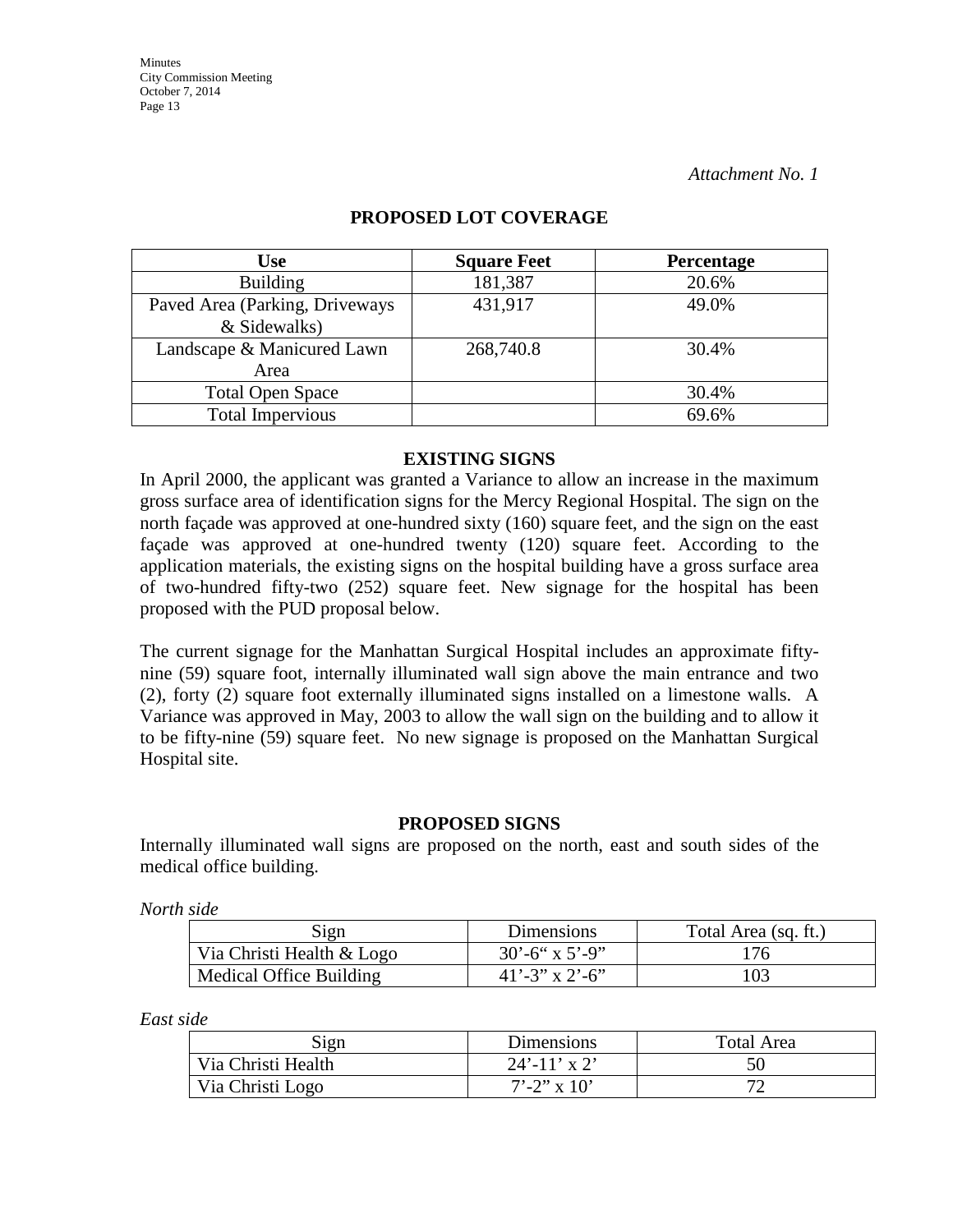*Attachment No. 1*

## PROPOSED LOT COVERAGE

| Use | Square Feet | Percentage |
|---|---|---|
| Building | 181,387 | 20.6% |
| Paved Area (Parking, Driveways & Sidewalks) | 431,917 | 49.0% |
| Landscape & Manicured Lawn Area | 268,740.8 | 30.4% |
| Total Open Space | | 30.4% |
| Total Impervious | | 69.6% |

## EXISTING SIGNS

In April 2000, the applicant was granted a Variance to allow an increase in the maximum gross surface area of identification signs for the Mercy Regional Hospital. The sign on the north façade was approved at one-hundred sixty (160) square feet, and the sign on the east façade was approved at one-hundred twenty (120) square feet. According to the application materials, the existing signs on the hospital building have a gross surface area of two-hundred fifty-two (252) square feet. New signage for the hospital has been proposed with the PUD proposal below.

The current signage for the Manhattan Surgical Hospital includes an approximate fifty-nine (59) square foot, internally illuminated wall sign above the main entrance and two (2), forty (2) square foot externally illuminated signs installed on a limestone walls. A Variance was approved in May, 2003 to allow the wall sign on the building and to allow it to be fifty-nine (59) square feet. No new signage is proposed on the Manhattan Surgical Hospital site.

## PROPOSED SIGNS

Internally illuminated wall signs are proposed on the north, east and south sides of the medical office building.

*North side*

| Sign | Dimensions | Total Area (sq. ft.) |
|---|---|---|
| Via Christi Health & Logo | 30'-6" x 5'-9" | 176 |
| Medical Office Building | 41'-3" x 2'-6" | 103 |

*East side*

| Sign | Dimensions | Total Area |
|---|---|---|
| Via Christi Health | 24'-11' x 2' | 50 |
| Via Christi Logo | 7'-2" x 10' | 72 |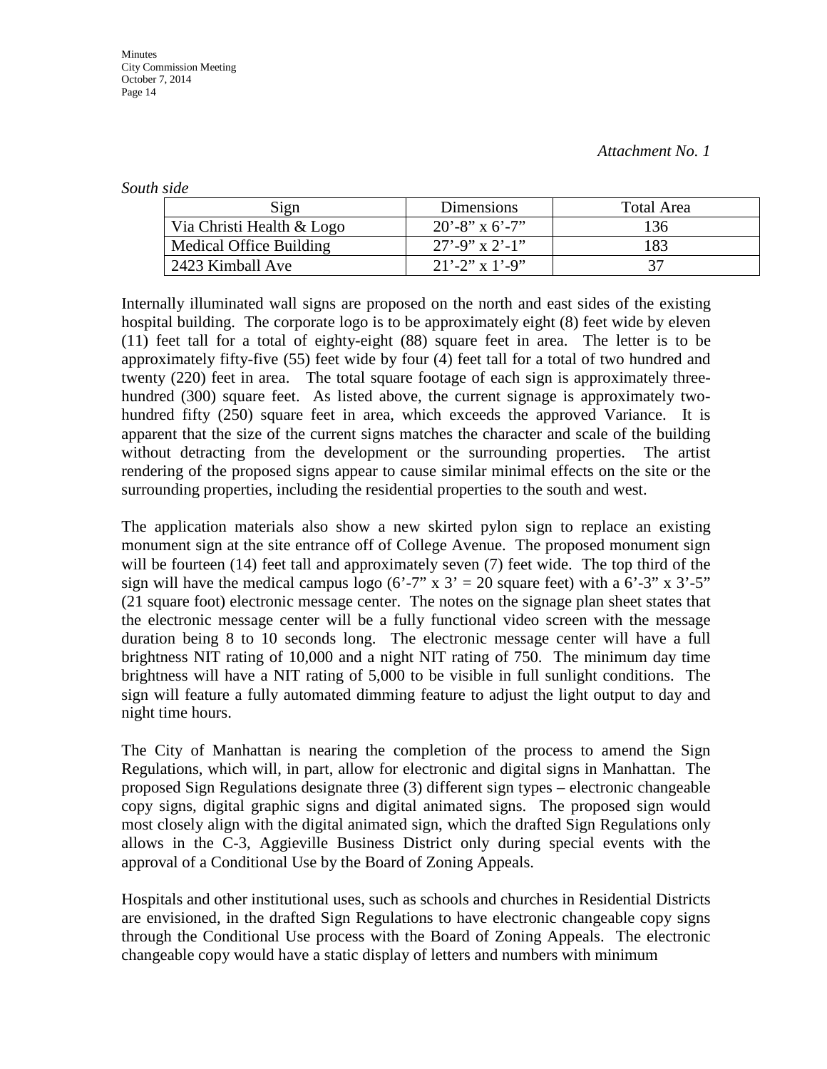*Attachment No. 1*

*South side*

| Sign | Dimensions | Total Area |
|---|---|---|
| Via Christi Health & Logo | 20’-8” x 6’-7” | 136 |
| Medical Office Building | 27’-9” x 2’-1” | 183 |
| 2423 Kimball Ave | 21’-2” x 1’-9” | 37 |

Internally illuminated wall signs are proposed on the north and east sides of the existing hospital building. The corporate logo is to be approximately eight (8) feet wide by eleven (11) feet tall for a total of eighty-eight (88) square feet in area. The letter is to be approximately fifty-five (55) feet wide by four (4) feet tall for a total of two hundred and twenty (220) feet in area. The total square footage of each sign is approximately three-hundred (300) square feet. As listed above, the current signage is approximately two-hundred fifty (250) square feet in area, which exceeds the approved Variance. It is apparent that the size of the current signs matches the character and scale of the building without detracting from the development or the surrounding properties. The artist rendering of the proposed signs appear to cause similar minimal effects on the site or the surrounding properties, including the residential properties to the south and west.

The application materials also show a new skirted pylon sign to replace an existing monument sign at the site entrance off of College Avenue. The proposed monument sign will be fourteen (14) feet tall and approximately seven (7) feet wide. The top third of the sign will have the medical campus logo (6’-7” x 3’ = 20 square feet) with a 6’-3” x 3’-5” (21 square foot) electronic message center. The notes on the signage plan sheet states that the electronic message center will be a fully functional video screen with the message duration being 8 to 10 seconds long. The electronic message center will have a full brightness NIT rating of 10,000 and a night NIT rating of 750. The minimum day time brightness will have a NIT rating of 5,000 to be visible in full sunlight conditions. The sign will feature a fully automated dimming feature to adjust the light output to day and night time hours.

The City of Manhattan is nearing the completion of the process to amend the Sign Regulations, which will, in part, allow for electronic and digital signs in Manhattan. The proposed Sign Regulations designate three (3) different sign types – electronic changeable copy signs, digital graphic signs and digital animated signs. The proposed sign would most closely align with the digital animated sign, which the drafted Sign Regulations only allows in the C-3, Aggieville Business District only during special events with the approval of a Conditional Use by the Board of Zoning Appeals.

Hospitals and other institutional uses, such as schools and churches in Residential Districts are envisioned, in the drafted Sign Regulations to have electronic changeable copy signs through the Conditional Use process with the Board of Zoning Appeals. The electronic changeable copy would have a static display of letters and numbers with minimum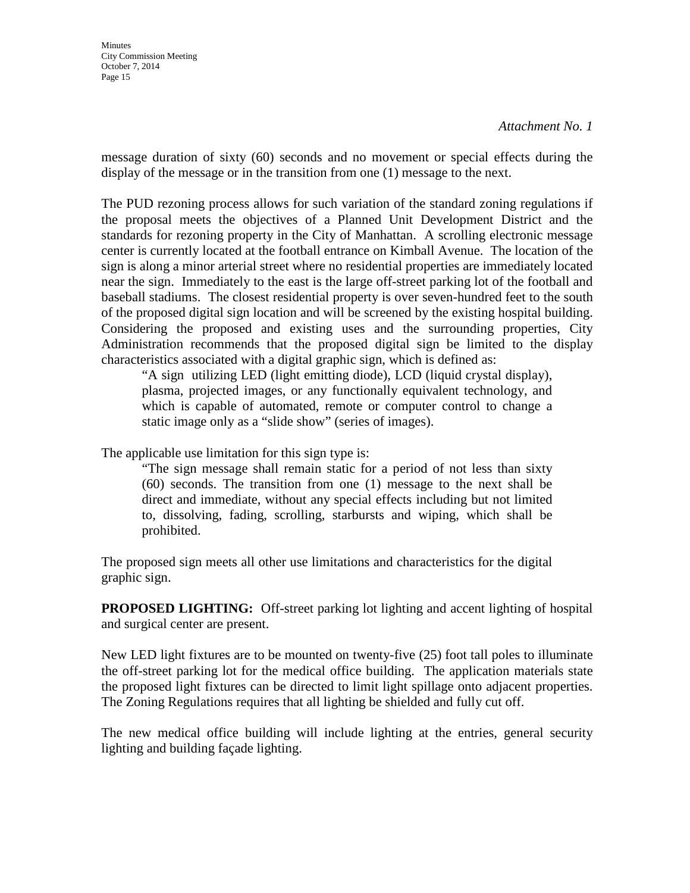*Attachment No. 1*

message duration of sixty (60) seconds and no movement or special effects during the display of the message or in the transition from one (1) message to the next.

The PUD rezoning process allows for such variation of the standard zoning regulations if the proposal meets the objectives of a Planned Unit Development District and the standards for rezoning property in the City of Manhattan. A scrolling electronic message center is currently located at the football entrance on Kimball Avenue. The location of the sign is along a minor arterial street where no residential properties are immediately located near the sign. Immediately to the east is the large off-street parking lot of the football and baseball stadiums. The closest residential property is over seven-hundred feet to the south of the proposed digital sign location and will be screened by the existing hospital building. Considering the proposed and existing uses and the surrounding properties, City Administration recommends that the proposed digital sign be limited to the display characteristics associated with a digital graphic sign, which is defined as:

> "A sign utilizing LED (light emitting diode), LCD (liquid crystal display), plasma, projected images, or any functionally equivalent technology, and which is capable of automated, remote or computer control to change a static image only as a "slide show" (series of images).

The applicable use limitation for this sign type is:

> "The sign message shall remain static for a period of not less than sixty (60) seconds. The transition from one (1) message to the next shall be direct and immediate, without any special effects including but not limited to, dissolving, fading, scrolling, starbursts and wiping, which shall be prohibited.

The proposed sign meets all other use limitations and characteristics for the digital graphic sign.

**PROPOSED LIGHTING:** Off-street parking lot lighting and accent lighting of hospital and surgical center are present.

New LED light fixtures are to be mounted on twenty-five (25) foot tall poles to illuminate the off-street parking lot for the medical office building. The application materials state the proposed light fixtures can be directed to limit light spillage onto adjacent properties. The Zoning Regulations requires that all lighting be shielded and fully cut off.

The new medical office building will include lighting at the entries, general security lighting and building façade lighting.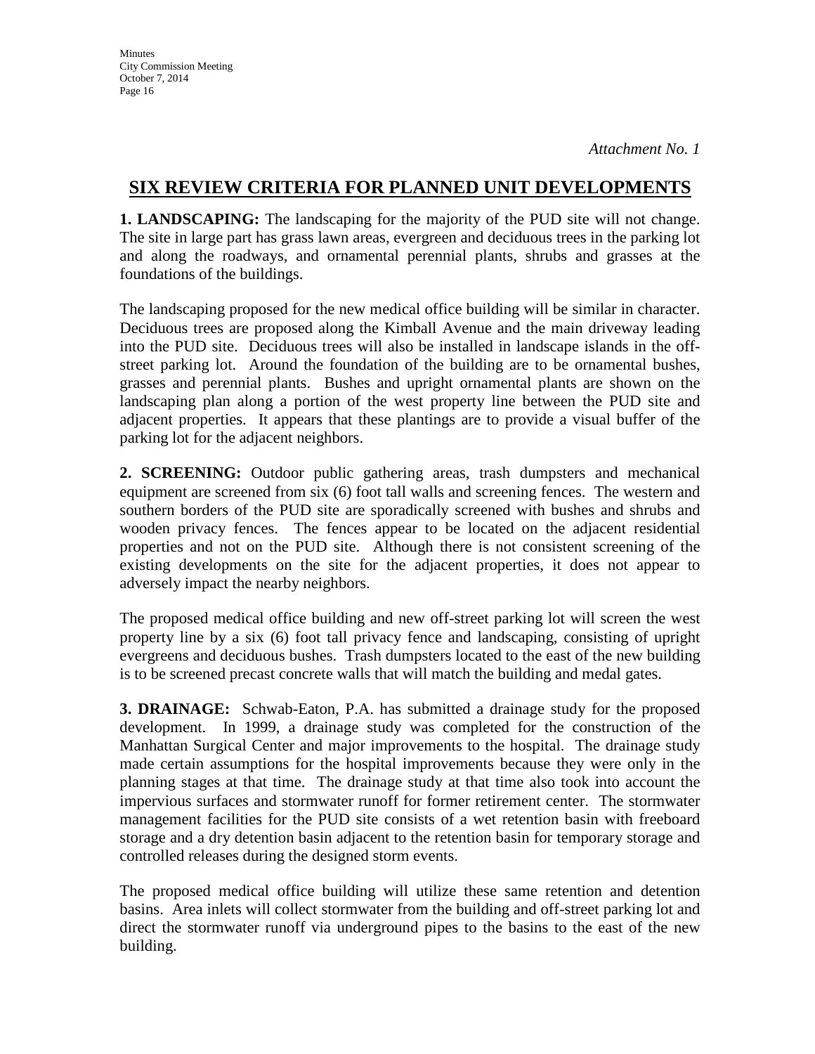*Attachment No. 1*

# SIX REVIEW CRITERIA FOR PLANNED UNIT DEVELOPMENTS

**1. LANDSCAPING:** The landscaping for the majority of the PUD site will not change. The site in large part has grass lawn areas, evergreen and deciduous trees in the parking lot and along the roadways, and ornamental perennial plants, shrubs and grasses at the foundations of the buildings.

The landscaping proposed for the new medical office building will be similar in character. Deciduous trees are proposed along the Kimball Avenue and the main driveway leading into the PUD site. Deciduous trees will also be installed in landscape islands in the off-street parking lot. Around the foundation of the building are to be ornamental bushes, grasses and perennial plants. Bushes and upright ornamental plants are shown on the landscaping plan along a portion of the west property line between the PUD site and adjacent properties. It appears that these plantings are to provide a visual buffer of the parking lot for the adjacent neighbors.

**2. SCREENING:** Outdoor public gathering areas, trash dumpsters and mechanical equipment are screened from six (6) foot tall walls and screening fences. The western and southern borders of the PUD site are sporadically screened with bushes and shrubs and wooden privacy fences. The fences appear to be located on the adjacent residential properties and not on the PUD site. Although there is not consistent screening of the existing developments on the site for the adjacent properties, it does not appear to adversely impact the nearby neighbors.

The proposed medical office building and new off-street parking lot will screen the west property line by a six (6) foot tall privacy fence and landscaping, consisting of upright evergreens and deciduous bushes. Trash dumpsters located to the east of the new building is to be screened precast concrete walls that will match the building and medal gates.

**3. DRAINAGE:** Schwab-Eaton, P.A. has submitted a drainage study for the proposed development. In 1999, a drainage study was completed for the construction of the Manhattan Surgical Center and major improvements to the hospital. The drainage study made certain assumptions for the hospital improvements because they were only in the planning stages at that time. The drainage study at that time also took into account the impervious surfaces and stormwater runoff for former retirement center. The stormwater management facilities for the PUD site consists of a wet retention basin with freeboard storage and a dry detention basin adjacent to the retention basin for temporary storage and controlled releases during the designed storm events.

The proposed medical office building will utilize these same retention and detention basins. Area inlets will collect stormwater from the building and off-street parking lot and direct the stormwater runoff via underground pipes to the basins to the east of the new building.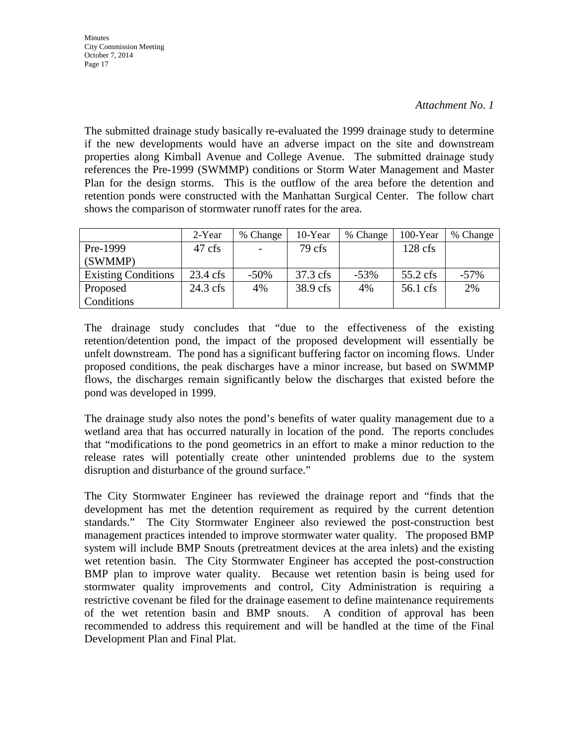*Attachment No. 1*

The submitted drainage study basically re-evaluated the 1999 drainage study to determine if the new developments would have an adverse impact on the site and downstream properties along Kimball Avenue and College Avenue. The submitted drainage study references the Pre-1999 (SWMMP) conditions or Storm Water Management and Master Plan for the design storms. This is the outflow of the area before the detention and retention ponds were constructed with the Manhattan Surgical Center. The follow chart shows the comparison of stormwater runoff rates for the area.

| | 2-Year | % Change | 10-Year | % Change | 100-Year | % Change |
|---|---|---|---|---|---|---|
| Pre-1999 (SWMMP) | 47 cfs | - | 79 cfs | | 128 cfs | |
| Existing Conditions | 23.4 cfs | -50% | 37.3 cfs | -53% | 55.2 cfs | -57% |
| Proposed Conditions | 24.3 cfs | 4% | 38.9 cfs | 4% | 56.1 cfs | 2% |

The drainage study concludes that "due to the effectiveness of the existing retention/detention pond, the impact of the proposed development will essentially be unfelt downstream. The pond has a significant buffering factor on incoming flows. Under proposed conditions, the peak discharges have a minor increase, but based on SWMMP flows, the discharges remain significantly below the discharges that existed before the pond was developed in 1999.

The drainage study also notes the pond's benefits of water quality management due to a wetland area that has occurred naturally in location of the pond. The reports concludes that "modifications to the pond geometrics in an effort to make a minor reduction to the release rates will potentially create other unintended problems due to the system disruption and disturbance of the ground surface."

The City Stormwater Engineer has reviewed the drainage report and "finds that the development has met the detention requirement as required by the current detention standards." The City Stormwater Engineer also reviewed the post-construction best management practices intended to improve stormwater water quality. The proposed BMP system will include BMP Snouts (pretreatment devices at the area inlets) and the existing wet retention basin. The City Stormwater Engineer has accepted the post-construction BMP plan to improve water quality. Because wet retention basin is being used for stormwater quality improvements and control, City Administration is requiring a restrictive covenant be filed for the drainage easement to define maintenance requirements of the wet retention basin and BMP snouts. A condition of approval has been recommended to address this requirement and will be handled at the time of the Final Development Plan and Final Plat.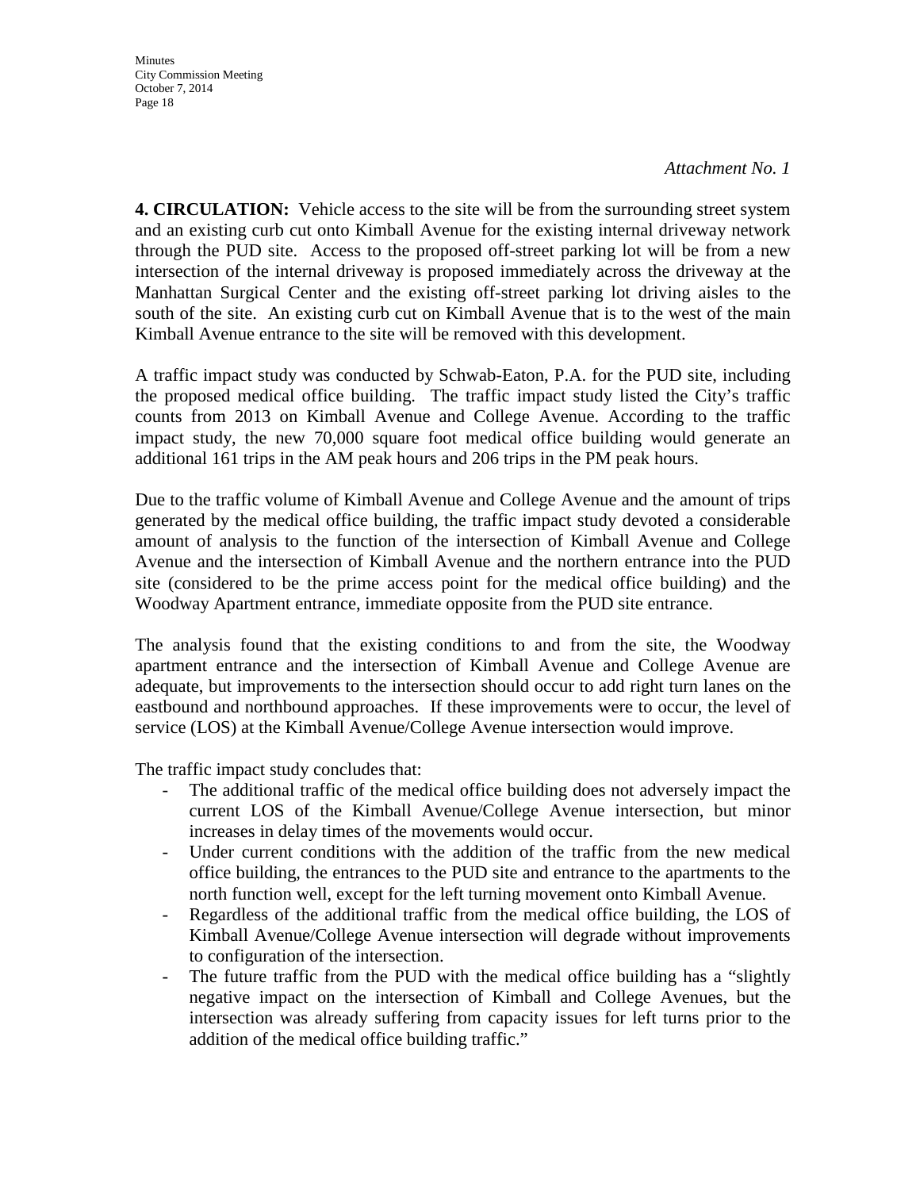*Attachment No. 1*

**4. CIRCULATION:** Vehicle access to the site will be from the surrounding street system and an existing curb cut onto Kimball Avenue for the existing internal driveway network through the PUD site. Access to the proposed off-street parking lot will be from a new intersection of the internal driveway is proposed immediately across the driveway at the Manhattan Surgical Center and the existing off-street parking lot driving aisles to the south of the site. An existing curb cut on Kimball Avenue that is to the west of the main Kimball Avenue entrance to the site will be removed with this development.

A traffic impact study was conducted by Schwab-Eaton, P.A. for the PUD site, including the proposed medical office building. The traffic impact study listed the City's traffic counts from 2013 on Kimball Avenue and College Avenue. According to the traffic impact study, the new 70,000 square foot medical office building would generate an additional 161 trips in the AM peak hours and 206 trips in the PM peak hours.

Due to the traffic volume of Kimball Avenue and College Avenue and the amount of trips generated by the medical office building, the traffic impact study devoted a considerable amount of analysis to the function of the intersection of Kimball Avenue and College Avenue and the intersection of Kimball Avenue and the northern entrance into the PUD site (considered to be the prime access point for the medical office building) and the Woodway Apartment entrance, immediate opposite from the PUD site entrance.

The analysis found that the existing conditions to and from the site, the Woodway apartment entrance and the intersection of Kimball Avenue and College Avenue are adequate, but improvements to the intersection should occur to add right turn lanes on the eastbound and northbound approaches. If these improvements were to occur, the level of service (LOS) at the Kimball Avenue/College Avenue intersection would improve.

The traffic impact study concludes that:

- The additional traffic of the medical office building does not adversely impact the current LOS of the Kimball Avenue/College Avenue intersection, but minor increases in delay times of the movements would occur.
- Under current conditions with the addition of the traffic from the new medical office building, the entrances to the PUD site and entrance to the apartments to the north function well, except for the left turning movement onto Kimball Avenue.
- Regardless of the additional traffic from the medical office building, the LOS of Kimball Avenue/College Avenue intersection will degrade without improvements to configuration of the intersection.
- The future traffic from the PUD with the medical office building has a "slightly negative impact on the intersection of Kimball and College Avenues, but the intersection was already suffering from capacity issues for left turns prior to the addition of the medical office building traffic."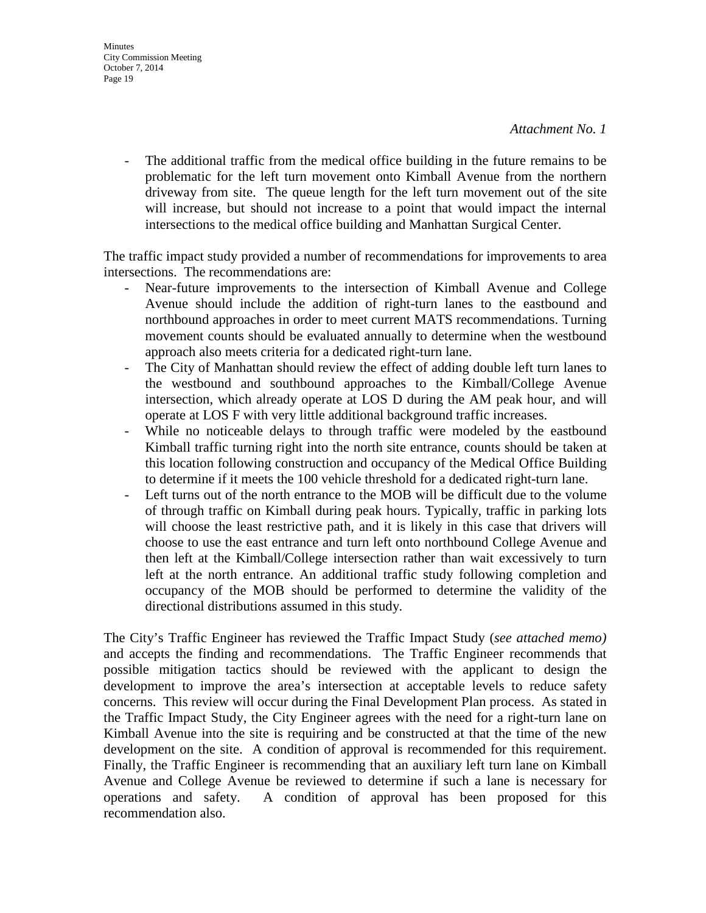*Attachment No. 1*

- The additional traffic from the medical office building in the future remains to be problematic for the left turn movement onto Kimball Avenue from the northern driveway from site. The queue length for the left turn movement out of the site will increase, but should not increase to a point that would impact the internal intersections to the medical office building and Manhattan Surgical Center.

The traffic impact study provided a number of recommendations for improvements to area intersections. The recommendations are:

- Near-future improvements to the intersection of Kimball Avenue and College Avenue should include the addition of right-turn lanes to the eastbound and northbound approaches in order to meet current MATS recommendations. Turning movement counts should be evaluated annually to determine when the westbound approach also meets criteria for a dedicated right-turn lane.
- The City of Manhattan should review the effect of adding double left turn lanes to the westbound and southbound approaches to the Kimball/College Avenue intersection, which already operate at LOS D during the AM peak hour, and will operate at LOS F with very little additional background traffic increases.
- While no noticeable delays to through traffic were modeled by the eastbound Kimball traffic turning right into the north site entrance, counts should be taken at this location following construction and occupancy of the Medical Office Building to determine if it meets the 100 vehicle threshold for a dedicated right-turn lane.
- Left turns out of the north entrance to the MOB will be difficult due to the volume of through traffic on Kimball during peak hours. Typically, traffic in parking lots will choose the least restrictive path, and it is likely in this case that drivers will choose to use the east entrance and turn left onto northbound College Avenue and then left at the Kimball/College intersection rather than wait excessively to turn left at the north entrance. An additional traffic study following completion and occupancy of the MOB should be performed to determine the validity of the directional distributions assumed in this study.

The City's Traffic Engineer has reviewed the Traffic Impact Study (*see attached memo)* and accepts the finding and recommendations. The Traffic Engineer recommends that possible mitigation tactics should be reviewed with the applicant to design the development to improve the area's intersection at acceptable levels to reduce safety concerns. This review will occur during the Final Development Plan process. As stated in the Traffic Impact Study, the City Engineer agrees with the need for a right-turn lane on Kimball Avenue into the site is requiring and be constructed at that the time of the new development on the site. A condition of approval is recommended for this requirement. Finally, the Traffic Engineer is recommending that an auxiliary left turn lane on Kimball Avenue and College Avenue be reviewed to determine if such a lane is necessary for operations and safety. A condition of approval has been proposed for this recommendation also.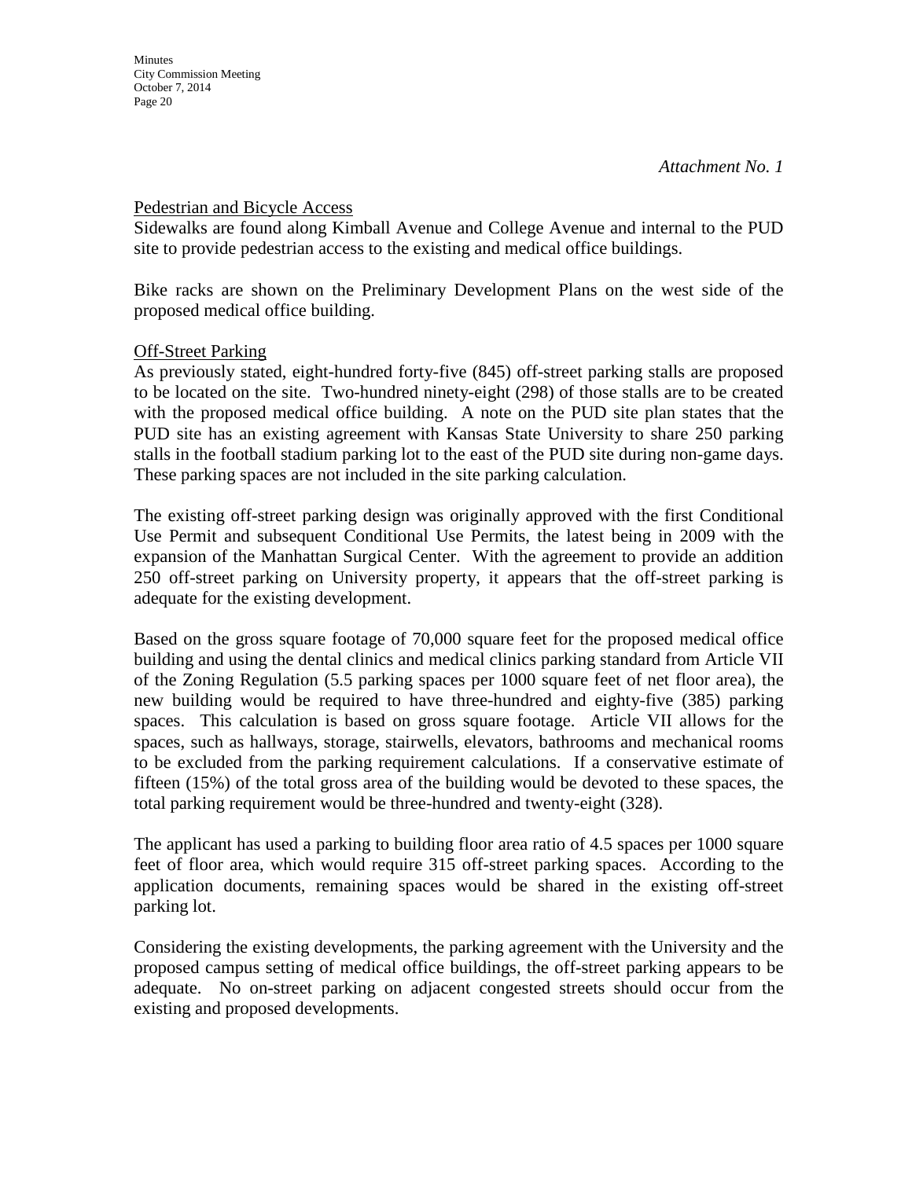*Attachment No. 1*

Pedestrian and Bicycle Access

Sidewalks are found along Kimball Avenue and College Avenue and internal to the PUD site to provide pedestrian access to the existing and medical office buildings.

Bike racks are shown on the Preliminary Development Plans on the west side of the proposed medical office building.

Off-Street Parking

As previously stated, eight-hundred forty-five (845) off-street parking stalls are proposed to be located on the site. Two-hundred ninety-eight (298) of those stalls are to be created with the proposed medical office building. A note on the PUD site plan states that the PUD site has an existing agreement with Kansas State University to share 250 parking stalls in the football stadium parking lot to the east of the PUD site during non-game days. These parking spaces are not included in the site parking calculation.

The existing off-street parking design was originally approved with the first Conditional Use Permit and subsequent Conditional Use Permits, the latest being in 2009 with the expansion of the Manhattan Surgical Center. With the agreement to provide an addition 250 off-street parking on University property, it appears that the off-street parking is adequate for the existing development.

Based on the gross square footage of 70,000 square feet for the proposed medical office building and using the dental clinics and medical clinics parking standard from Article VII of the Zoning Regulation (5.5 parking spaces per 1000 square feet of net floor area), the new building would be required to have three-hundred and eighty-five (385) parking spaces. This calculation is based on gross square footage. Article VII allows for the spaces, such as hallways, storage, stairwells, elevators, bathrooms and mechanical rooms to be excluded from the parking requirement calculations. If a conservative estimate of fifteen (15%) of the total gross area of the building would be devoted to these spaces, the total parking requirement would be three-hundred and twenty-eight (328).

The applicant has used a parking to building floor area ratio of 4.5 spaces per 1000 square feet of floor area, which would require 315 off-street parking spaces. According to the application documents, remaining spaces would be shared in the existing off-street parking lot.

Considering the existing developments, the parking agreement with the University and the proposed campus setting of medical office buildings, the off-street parking appears to be adequate. No on-street parking on adjacent congested streets should occur from the existing and proposed developments.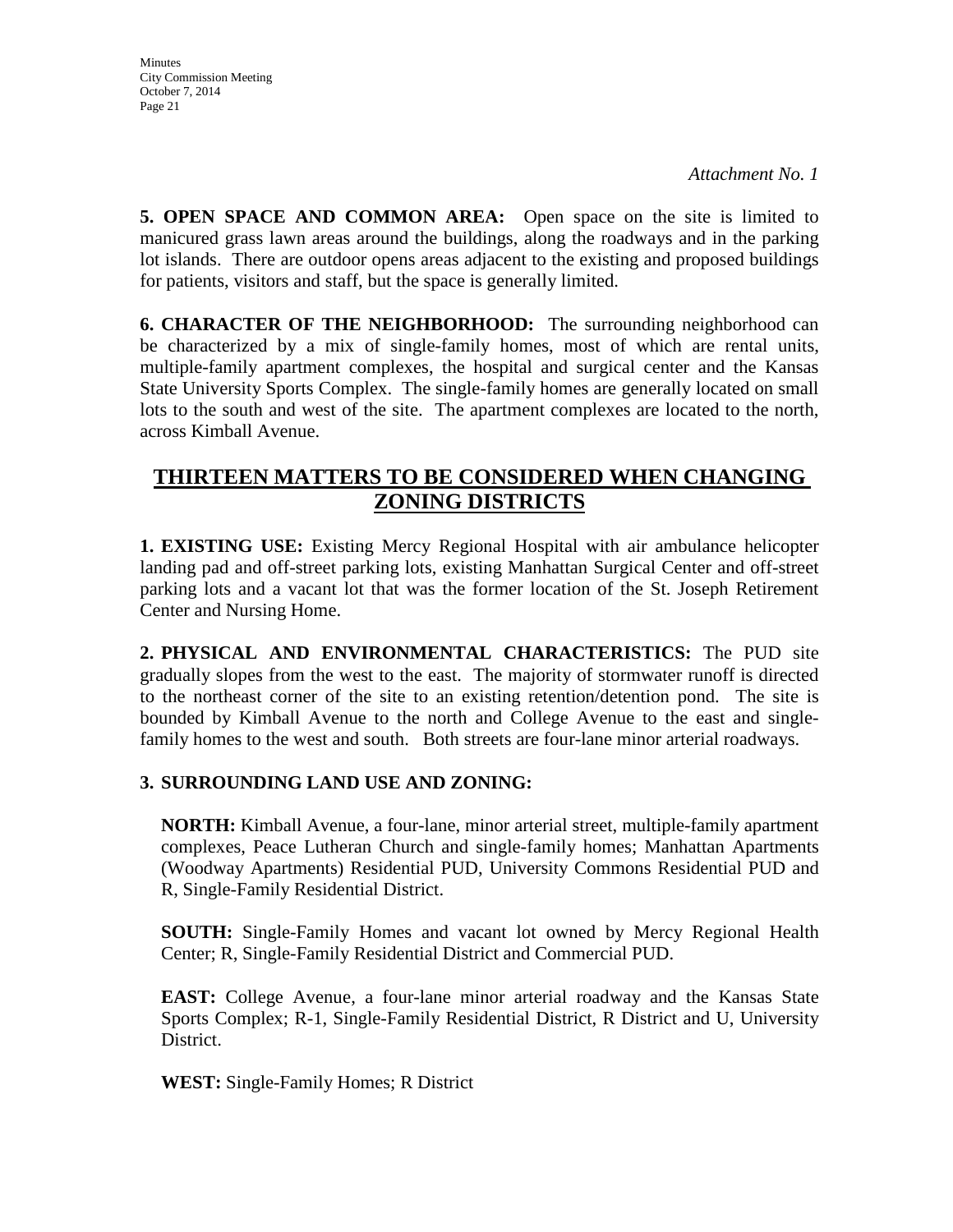*Attachment No. 1*

**5. OPEN SPACE AND COMMON AREA:** Open space on the site is limited to manicured grass lawn areas around the buildings, along the roadways and in the parking lot islands. There are outdoor opens areas adjacent to the existing and proposed buildings for patients, visitors and staff, but the space is generally limited.

**6. CHARACTER OF THE NEIGHBORHOOD:** The surrounding neighborhood can be characterized by a mix of single-family homes, most of which are rental units, multiple-family apartment complexes, the hospital and surgical center and the Kansas State University Sports Complex. The single-family homes are generally located on small lots to the south and west of the site. The apartment complexes are located to the north, across Kimball Avenue.

## THIRTEEN MATTERS TO BE CONSIDERED WHEN CHANGING ZONING DISTRICTS

**1. EXISTING USE:** Existing Mercy Regional Hospital with air ambulance helicopter landing pad and off-street parking lots, existing Manhattan Surgical Center and off-street parking lots and a vacant lot that was the former location of the St. Joseph Retirement Center and Nursing Home.

**2. PHYSICAL AND ENVIRONMENTAL CHARACTERISTICS:** The PUD site gradually slopes from the west to the east. The majority of stormwater runoff is directed to the northeast corner of the site to an existing retention/detention pond. The site is bounded by Kimball Avenue to the north and College Avenue to the east and single-family homes to the west and south. Both streets are four-lane minor arterial roadways.

**3. SURROUNDING LAND USE AND ZONING:**

**NORTH:** Kimball Avenue, a four-lane, minor arterial street, multiple-family apartment complexes, Peace Lutheran Church and single-family homes; Manhattan Apartments (Woodway Apartments) Residential PUD, University Commons Residential PUD and R, Single-Family Residential District.

**SOUTH:** Single-Family Homes and vacant lot owned by Mercy Regional Health Center; R, Single-Family Residential District and Commercial PUD.

**EAST:** College Avenue, a four-lane minor arterial roadway and the Kansas State Sports Complex; R-1, Single-Family Residential District, R District and U, University District.

**WEST:** Single-Family Homes; R District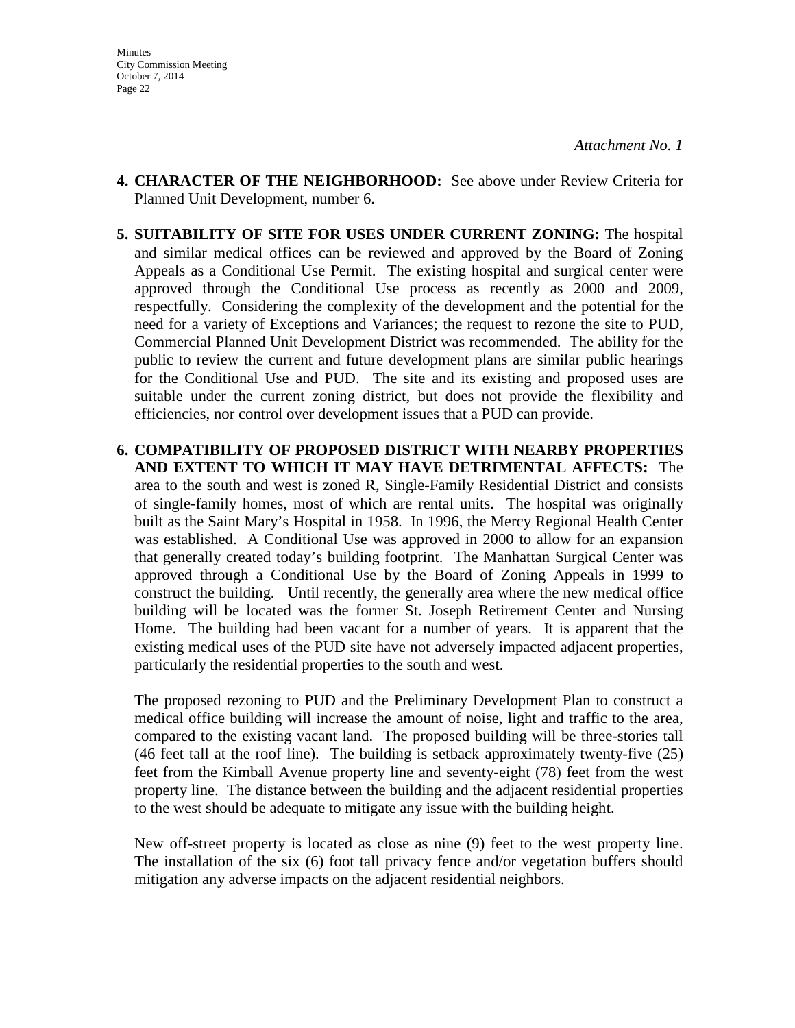*Attachment No. 1*

4. **CHARACTER OF THE NEIGHBORHOOD:** See above under Review Criteria for Planned Unit Development, number 6.

5. **SUITABILITY OF SITE FOR USES UNDER CURRENT ZONING:** The hospital and similar medical offices can be reviewed and approved by the Board of Zoning Appeals as a Conditional Use Permit. The existing hospital and surgical center were approved through the Conditional Use process as recently as 2000 and 2009, respectfully. Considering the complexity of the development and the potential for the need for a variety of Exceptions and Variances; the request to rezone the site to PUD, Commercial Planned Unit Development District was recommended. The ability for the public to review the current and future development plans are similar public hearings for the Conditional Use and PUD. The site and its existing and proposed uses are suitable under the current zoning district, but does not provide the flexibility and efficiencies, nor control over development issues that a PUD can provide.

6. **COMPATIBILITY OF PROPOSED DISTRICT WITH NEARBY PROPERTIES AND EXTENT TO WHICH IT MAY HAVE DETRIMENTAL AFFECTS:** The area to the south and west is zoned R, Single-Family Residential District and consists of single-family homes, most of which are rental units. The hospital was originally built as the Saint Mary's Hospital in 1958. In 1996, the Mercy Regional Health Center was established. A Conditional Use was approved in 2000 to allow for an expansion that generally created today's building footprint. The Manhattan Surgical Center was approved through a Conditional Use by the Board of Zoning Appeals in 1999 to construct the building. Until recently, the generally area where the new medical office building will be located was the former St. Joseph Retirement Center and Nursing Home. The building had been vacant for a number of years. It is apparent that the existing medical uses of the PUD site have not adversely impacted adjacent properties, particularly the residential properties to the south and west.

   The proposed rezoning to PUD and the Preliminary Development Plan to construct a medical office building will increase the amount of noise, light and traffic to the area, compared to the existing vacant land. The proposed building will be three-stories tall (46 feet tall at the roof line). The building is setback approximately twenty-five (25) feet from the Kimball Avenue property line and seventy-eight (78) feet from the west property line. The distance between the building and the adjacent residential properties to the west should be adequate to mitigate any issue with the building height.

   New off-street property is located as close as nine (9) feet to the west property line. The installation of the six (6) foot tall privacy fence and/or vegetation buffers should mitigation any adverse impacts on the adjacent residential neighbors.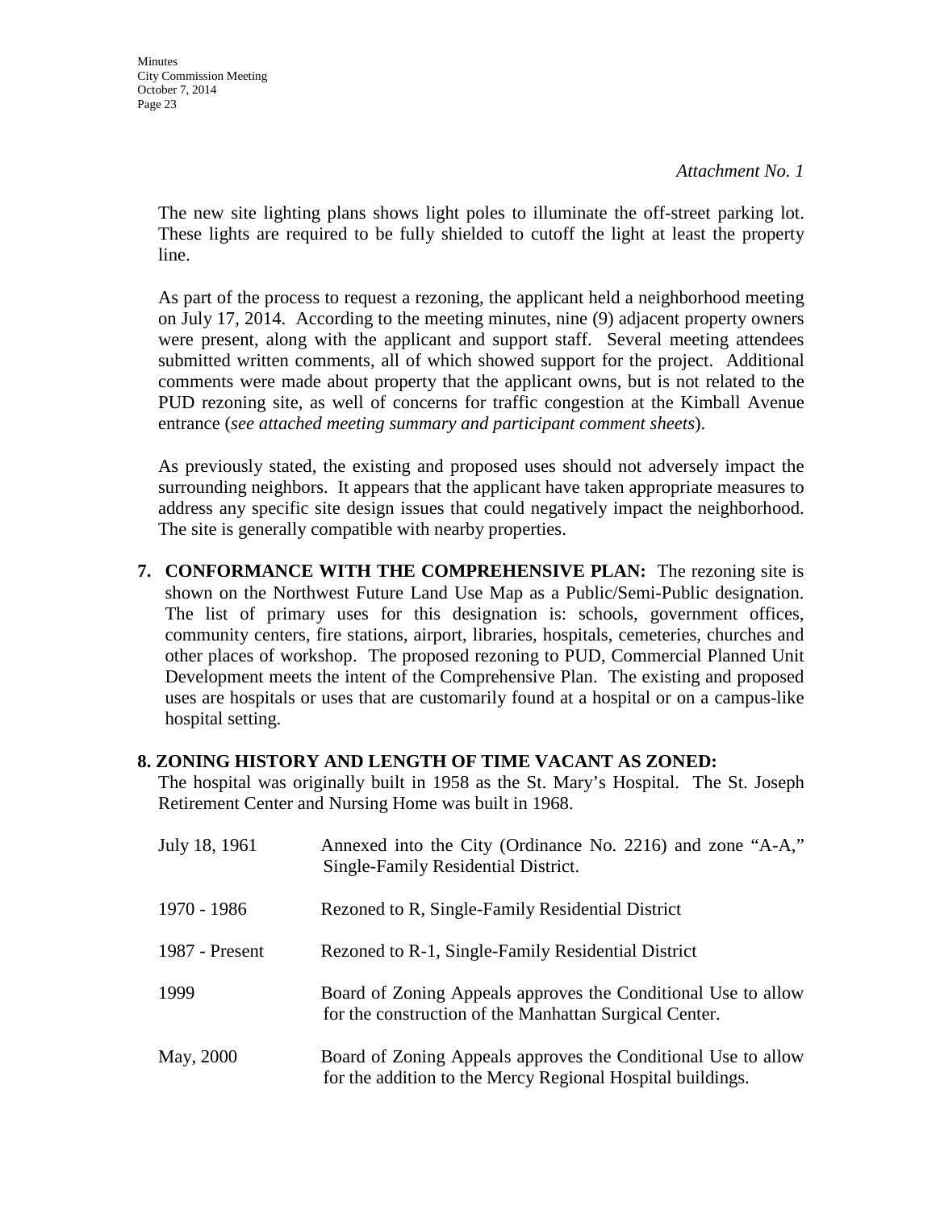*Attachment No. 1*

The new site lighting plans shows light poles to illuminate the off-street parking lot. These lights are required to be fully shielded to cutoff the light at least the property line.

As part of the process to request a rezoning, the applicant held a neighborhood meeting on July 17, 2014. According to the meeting minutes, nine (9) adjacent property owners were present, along with the applicant and support staff. Several meeting attendees submitted written comments, all of which showed support for the project. Additional comments were made about property that the applicant owns, but is not related to the PUD rezoning site, as well of concerns for traffic congestion at the Kimball Avenue entrance (*see attached meeting summary and participant comment sheets*).

As previously stated, the existing and proposed uses should not adversely impact the surrounding neighbors. It appears that the applicant have taken appropriate measures to address any specific site design issues that could negatively impact the neighborhood. The site is generally compatible with nearby properties.

7. **CONFORMANCE WITH THE COMPREHENSIVE PLAN:** The rezoning site is shown on the Northwest Future Land Use Map as a Public/Semi-Public designation. The list of primary uses for this designation is: schools, government offices, community centers, fire stations, airport, libraries, hospitals, cemeteries, churches and other places of workshop. The proposed rezoning to PUD, Commercial Planned Unit Development meets the intent of the Comprehensive Plan. The existing and proposed uses are hospitals or uses that are customarily found at a hospital or on a campus-like hospital setting.

**8. ZONING HISTORY AND LENGTH OF TIME VACANT AS ZONED:**

The hospital was originally built in 1958 as the St. Mary's Hospital. The St. Joseph Retirement Center and Nursing Home was built in 1968.

| | |
|---|---|
| July 18, 1961 | Annexed into the City (Ordinance No. 2216) and zone "A-A," Single-Family Residential District. |
| 1970 - 1986 | Rezoned to R, Single-Family Residential District |
| 1987 - Present | Rezoned to R-1, Single-Family Residential District |
| 1999 | Board of Zoning Appeals approves the Conditional Use to allow for the construction of the Manhattan Surgical Center. |
| May, 2000 | Board of Zoning Appeals approves the Conditional Use to allow for the addition to the Mercy Regional Hospital buildings. |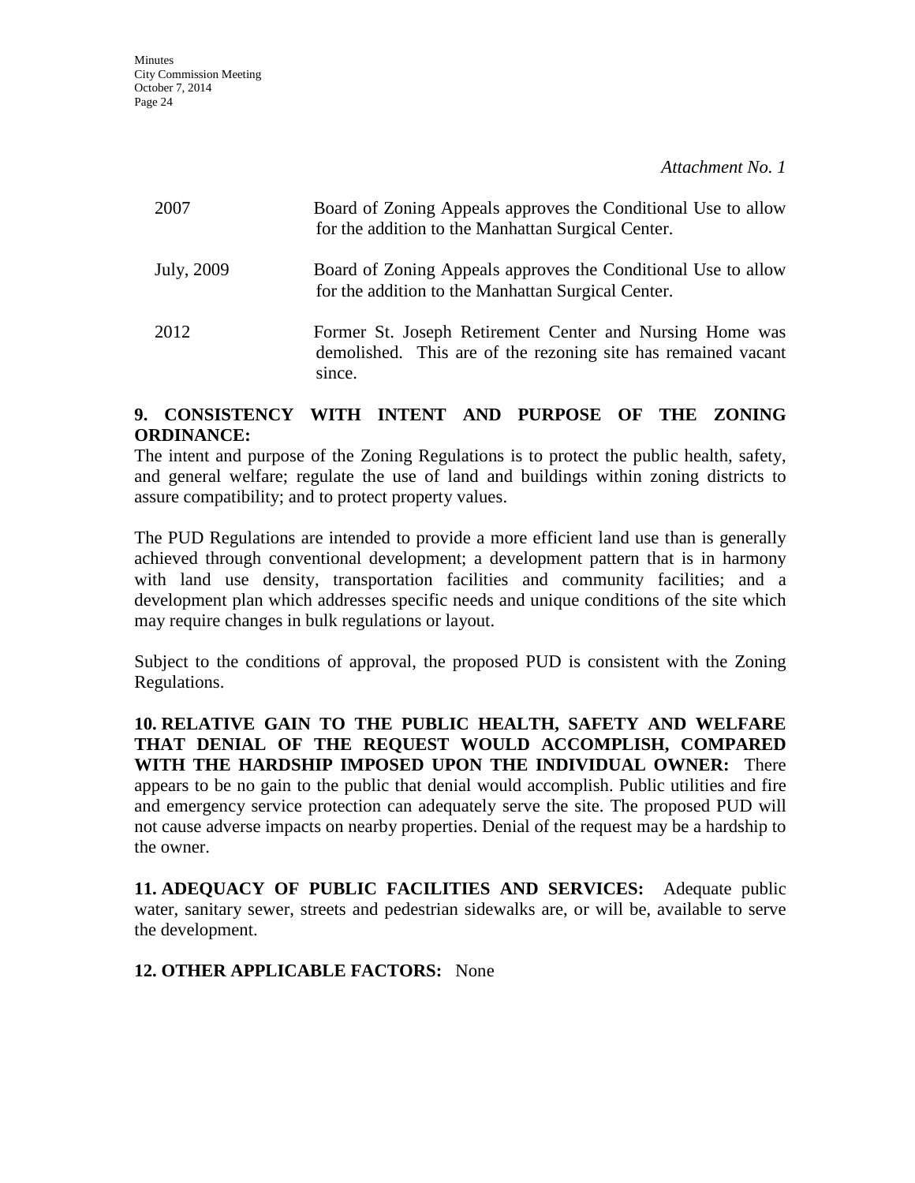*Attachment No. 1*

| | |
|---|---|
| 2007 | Board of Zoning Appeals approves the Conditional Use to allow for the addition to the Manhattan Surgical Center. |
| July, 2009 | Board of Zoning Appeals approves the Conditional Use to allow for the addition to the Manhattan Surgical Center. |
| 2012 | Former St. Joseph Retirement Center and Nursing Home was demolished. This are of the rezoning site has remained vacant since. |

**9. CONSISTENCY WITH INTENT AND PURPOSE OF THE ZONING ORDINANCE:**
The intent and purpose of the Zoning Regulations is to protect the public health, safety, and general welfare; regulate the use of land and buildings within zoning districts to assure compatibility; and to protect property values.

The PUD Regulations are intended to provide a more efficient land use than is generally achieved through conventional development; a development pattern that is in harmony with land use density, transportation facilities and community facilities; and a development plan which addresses specific needs and unique conditions of the site which may require changes in bulk regulations or layout.

Subject to the conditions of approval, the proposed PUD is consistent with the Zoning Regulations.

**10. RELATIVE GAIN TO THE PUBLIC HEALTH, SAFETY AND WELFARE THAT DENIAL OF THE REQUEST WOULD ACCOMPLISH, COMPARED WITH THE HARDSHIP IMPOSED UPON THE INDIVIDUAL OWNER:** There appears to be no gain to the public that denial would accomplish. Public utilities and fire and emergency service protection can adequately serve the site. The proposed PUD will not cause adverse impacts on nearby properties. Denial of the request may be a hardship to the owner.

**11. ADEQUACY OF PUBLIC FACILITIES AND SERVICES:** Adequate public water, sanitary sewer, streets and pedestrian sidewalks are, or will be, available to serve the development.

**12. OTHER APPLICABLE FACTORS:** None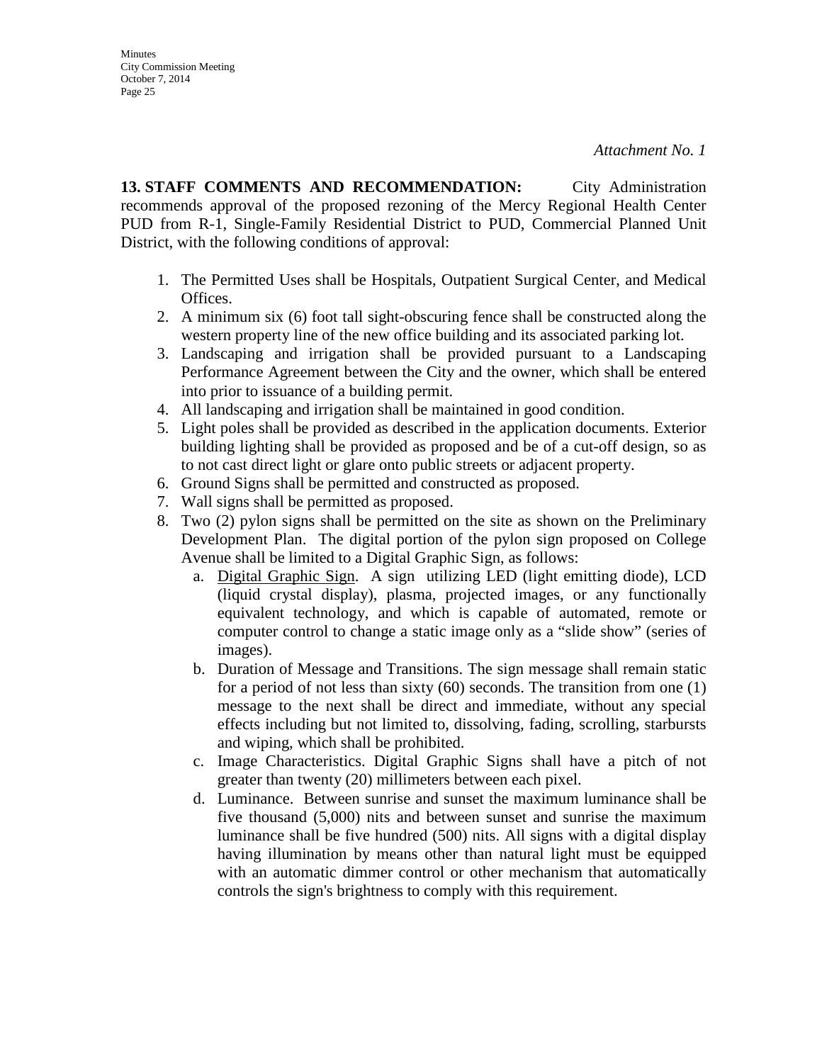*Attachment No. 1*

**13. STAFF COMMENTS AND RECOMMENDATION:** City Administration recommends approval of the proposed rezoning of the Mercy Regional Health Center PUD from R-1, Single-Family Residential District to PUD, Commercial Planned Unit District, with the following conditions of approval:

1. The Permitted Uses shall be Hospitals, Outpatient Surgical Center, and Medical Offices.
2. A minimum six (6) foot tall sight-obscuring fence shall be constructed along the western property line of the new office building and its associated parking lot.
3. Landscaping and irrigation shall be provided pursuant to a Landscaping Performance Agreement between the City and the owner, which shall be entered into prior to issuance of a building permit.
4. All landscaping and irrigation shall be maintained in good condition.
5. Light poles shall be provided as described in the application documents. Exterior building lighting shall be provided as proposed and be of a cut-off design, so as to not cast direct light or glare onto public streets or adjacent property.
6. Ground Signs shall be permitted and constructed as proposed.
7. Wall signs shall be permitted as proposed.
8. Two (2) pylon signs shall be permitted on the site as shown on the Preliminary Development Plan. The digital portion of the pylon sign proposed on College Avenue shall be limited to a Digital Graphic Sign, as follows:
   a. Digital Graphic Sign. A sign utilizing LED (light emitting diode), LCD (liquid crystal display), plasma, projected images, or any functionally equivalent technology, and which is capable of automated, remote or computer control to change a static image only as a "slide show" (series of images).
   b. Duration of Message and Transitions. The sign message shall remain static for a period of not less than sixty (60) seconds. The transition from one (1) message to the next shall be direct and immediate, without any special effects including but not limited to, dissolving, fading, scrolling, starbursts and wiping, which shall be prohibited.
   c. Image Characteristics. Digital Graphic Signs shall have a pitch of not greater than twenty (20) millimeters between each pixel.
   d. Luminance. Between sunrise and sunset the maximum luminance shall be five thousand (5,000) nits and between sunset and sunrise the maximum luminance shall be five hundred (500) nits. All signs with a digital display having illumination by means other than natural light must be equipped with an automatic dimmer control or other mechanism that automatically controls the sign's brightness to comply with this requirement.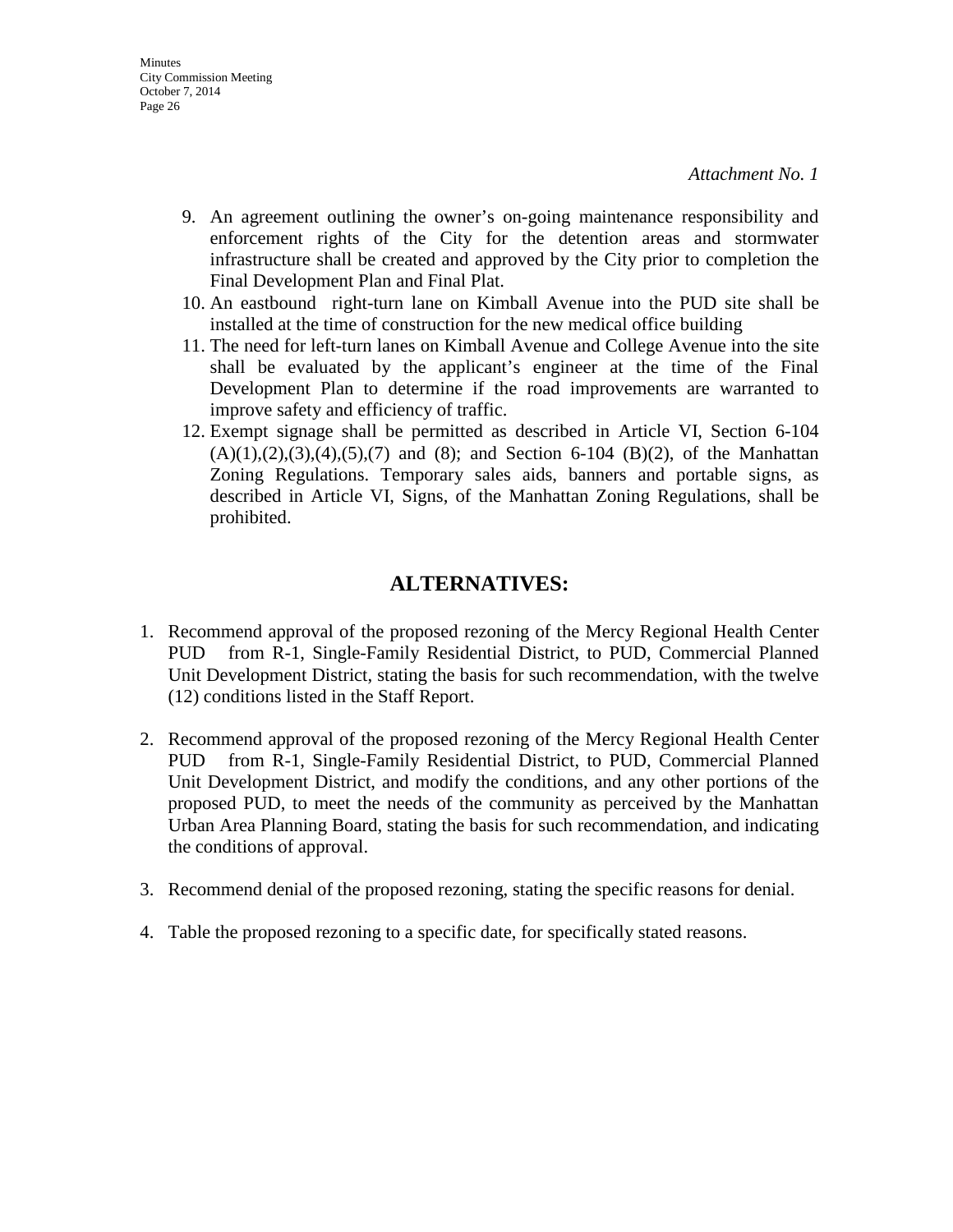*Attachment No. 1*

9. An agreement outlining the owner's on-going maintenance responsibility and enforcement rights of the City for the detention areas and stormwater infrastructure shall be created and approved by the City prior to completion the Final Development Plan and Final Plat.
10. An eastbound right-turn lane on Kimball Avenue into the PUD site shall be installed at the time of construction for the new medical office building
11. The need for left-turn lanes on Kimball Avenue and College Avenue into the site shall be evaluated by the applicant's engineer at the time of the Final Development Plan to determine if the road improvements are warranted to improve safety and efficiency of traffic.
12. Exempt signage shall be permitted as described in Article VI, Section 6-104 (A)(1),(2),(3),(4),(5),(7) and (8); and Section 6-104 (B)(2), of the Manhattan Zoning Regulations. Temporary sales aids, banners and portable signs, as described in Article VI, Signs, of the Manhattan Zoning Regulations, shall be prohibited.

## ALTERNATIVES:

1. Recommend approval of the proposed rezoning of the Mercy Regional Health Center PUD from R-1, Single-Family Residential District, to PUD, Commercial Planned Unit Development District, stating the basis for such recommendation, with the twelve (12) conditions listed in the Staff Report.

2. Recommend approval of the proposed rezoning of the Mercy Regional Health Center PUD from R-1, Single-Family Residential District, to PUD, Commercial Planned Unit Development District, and modify the conditions, and any other portions of the proposed PUD, to meet the needs of the community as perceived by the Manhattan Urban Area Planning Board, stating the basis for such recommendation, and indicating the conditions of approval.

3. Recommend denial of the proposed rezoning, stating the specific reasons for denial.

4. Table the proposed rezoning to a specific date, for specifically stated reasons.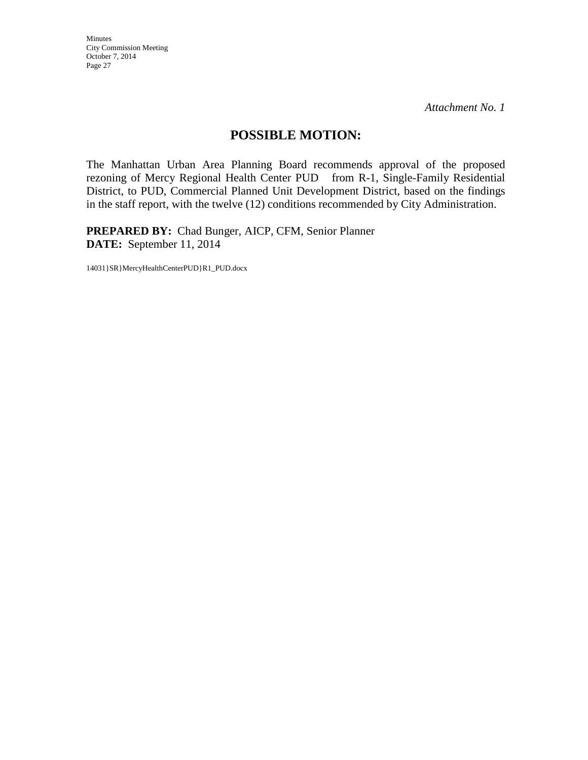*Attachment No. 1*

## POSSIBLE MOTION:

The Manhattan Urban Area Planning Board recommends approval of the proposed rezoning of Mercy Regional Health Center PUD from R-1, Single-Family Residential District, to PUD, Commercial Planned Unit Development District, based on the findings in the staff report, with the twelve (12) conditions recommended by City Administration.

**PREPARED BY:** Chad Bunger, AICP, CFM, Senior Planner
**DATE:** September 11, 2014

14031}SR}MercyHealthCenterPUD}R1_PUD.docx